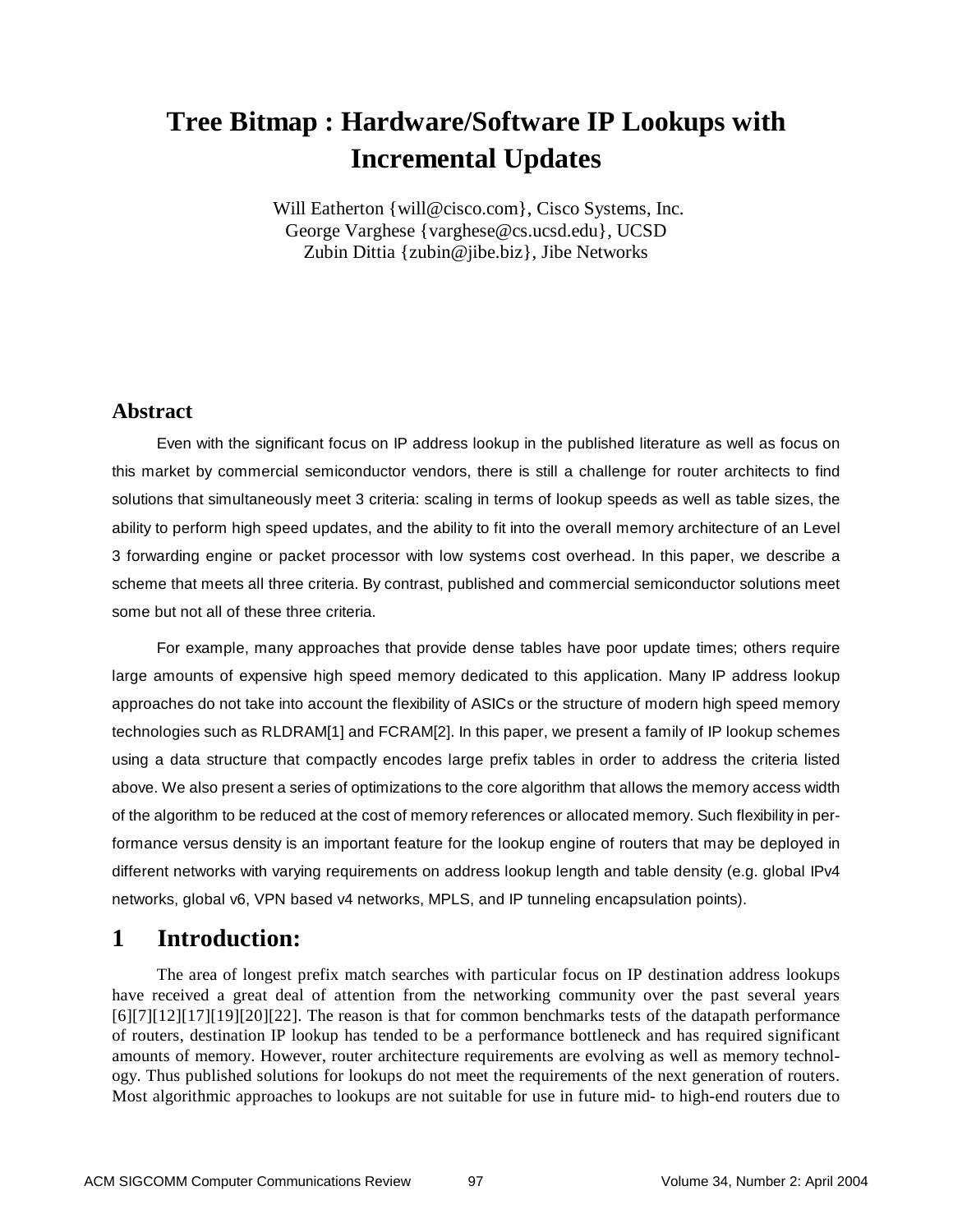# Tree Bitmap : Hardware/Software IP Lookups with Incremental Updates

Will Eatherton {will@cisco.com}, Cisco Systems, Inc.
George Varghese {varghese@cs.ucsd.edu}, UCSD
Zubin Dittia {zubin@jibe.biz}, Jibe Networks

## Abstract

Even with the significant focus on IP address lookup in the published literature as well as focus on this market by commercial semiconductor vendors, there is still a challenge for router architects to find solutions that simultaneously meet 3 criteria: scaling in terms of lookup speeds as well as table sizes, the ability to perform high speed updates, and the ability to fit into the overall memory architecture of an Level 3 forwarding engine or packet processor with low systems cost overhead. In this paper, we describe a scheme that meets all three criteria. By contrast, published and commercial semiconductor solutions meet some but not all of these three criteria.

For example, many approaches that provide dense tables have poor update times; others require large amounts of expensive high speed memory dedicated to this application. Many IP address lookup approaches do not take into account the flexibility of ASICs or the structure of modern high speed memory technologies such as RLDRAM[1] and FCRAM[2]. In this paper, we present a family of IP lookup schemes using a data structure that compactly encodes large prefix tables in order to address the criteria listed above. We also present a series of optimizations to the core algorithm that allows the memory access width of the algorithm to be reduced at the cost of memory references or allocated memory. Such flexibility in performance versus density is an important feature for the lookup engine of routers that may be deployed in different networks with varying requirements on address lookup length and table density (e.g. global IPv4 networks, global v6, VPN based v4 networks, MPLS, and IP tunneling encapsulation points).

## 1 Introduction:

The area of longest prefix match searches with particular focus on IP destination address lookups have received a great deal of attention from the networking community over the past several years [6][7][12][17][19][20][22]. The reason is that for common benchmarks tests of the datapath performance of routers, destination IP lookup has tended to be a performance bottleneck and has required significant amounts of memory. However, router architecture requirements are evolving as well as memory technology. Thus published solutions for lookups do not meet the requirements of the next generation of routers. Most algorithmic approaches to lookups are not suitable for use in future mid- to high-end routers due to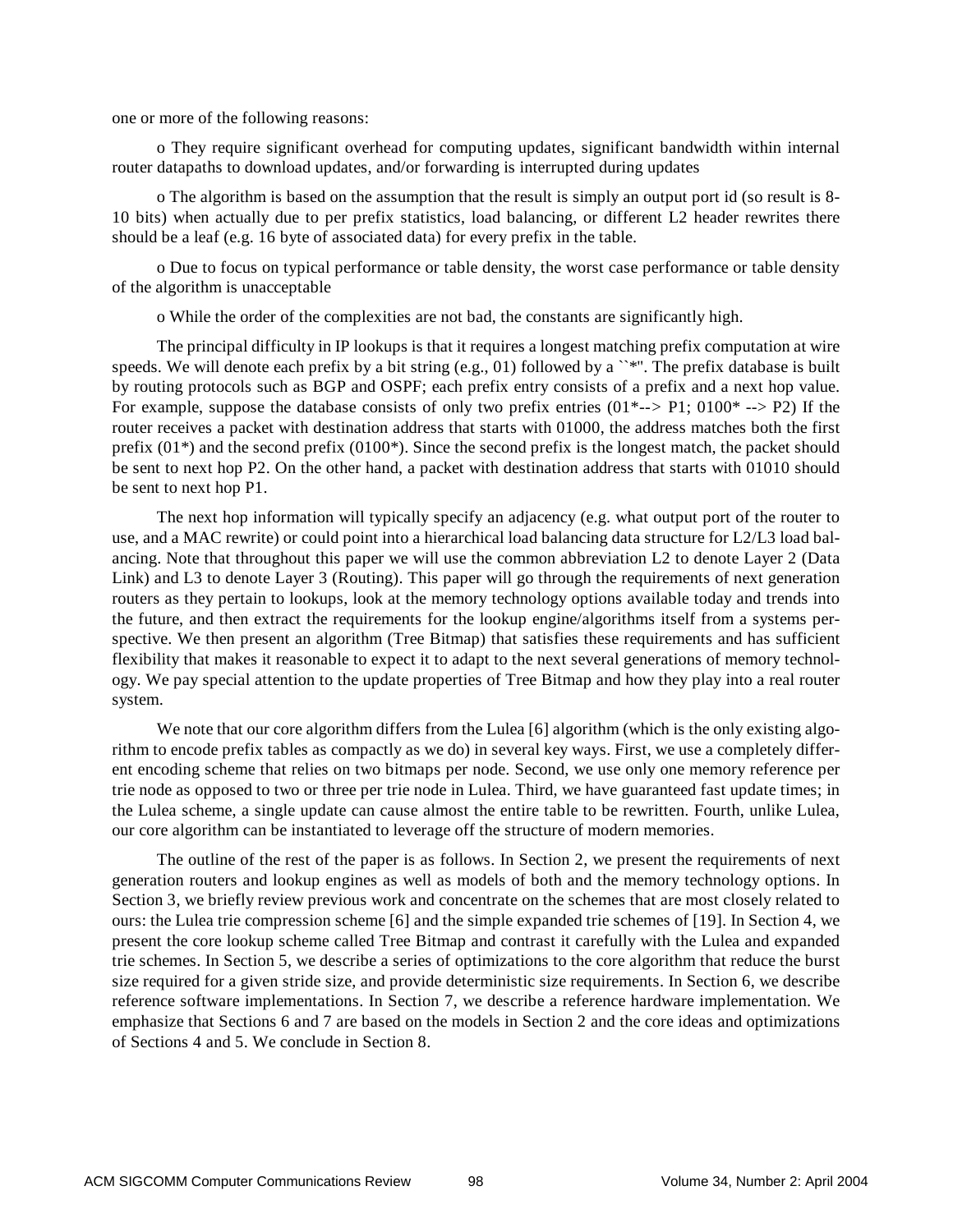one or more of the following reasons:

o They require significant overhead for computing updates, significant bandwidth within internal router datapaths to download updates, and/or forwarding is interrupted during updates

o The algorithm is based on the assumption that the result is simply an output port id (so result is 8-10 bits) when actually due to per prefix statistics, load balancing, or different L2 header rewrites there should be a leaf (e.g. 16 byte of associated data) for every prefix in the table.

o Due to focus on typical performance or table density, the worst case performance or table density of the algorithm is unacceptable

o While the order of the complexities are not bad, the constants are significantly high.

The principal difficulty in IP lookups is that it requires a longest matching prefix computation at wire speeds. We will denote each prefix by a bit string (e.g., 01) followed by a ``*". The prefix database is built by routing protocols such as BGP and OSPF; each prefix entry consists of a prefix and a next hop value. For example, suppose the database consists of only two prefix entries (01*--> P1; 0100* --> P2) If the router receives a packet with destination address that starts with 01000, the address matches both the first prefix (01*) and the second prefix (0100*). Since the second prefix is the longest match, the packet should be sent to next hop P2. On the other hand, a packet with destination address that starts with 01010 should be sent to next hop P1.

The next hop information will typically specify an adjacency (e.g. what output port of the router to use, and a MAC rewrite) or could point into a hierarchical load balancing data structure for L2/L3 load balancing. Note that throughout this paper we will use the common abbreviation L2 to denote Layer 2 (Data Link) and L3 to denote Layer 3 (Routing). This paper will go through the requirements of next generation routers as they pertain to lookups, look at the memory technology options available today and trends into the future, and then extract the requirements for the lookup engine/algorithms itself from a systems perspective. We then present an algorithm (Tree Bitmap) that satisfies these requirements and has sufficient flexibility that makes it reasonable to expect it to adapt to the next several generations of memory technology. We pay special attention to the update properties of Tree Bitmap and how they play into a real router system.

We note that our core algorithm differs from the Lulea [6] algorithm (which is the only existing algorithm to encode prefix tables as compactly as we do) in several key ways. First, we use a completely different encoding scheme that relies on two bitmaps per node. Second, we use only one memory reference per trie node as opposed to two or three per trie node in Lulea. Third, we have guaranteed fast update times; in the Lulea scheme, a single update can cause almost the entire table to be rewritten. Fourth, unlike Lulea, our core algorithm can be instantiated to leverage off the structure of modern memories.

The outline of the rest of the paper is as follows. In Section 2, we present the requirements of next generation routers and lookup engines as well as models of both and the memory technology options. In Section 3, we briefly review previous work and concentrate on the schemes that are most closely related to ours: the Lulea trie compression scheme [6] and the simple expanded trie schemes of [19]. In Section 4, we present the core lookup scheme called Tree Bitmap and contrast it carefully with the Lulea and expanded trie schemes. In Section 5, we describe a series of optimizations to the core algorithm that reduce the burst size required for a given stride size, and provide deterministic size requirements. In Section 6, we describe reference software implementations. In Section 7, we describe a reference hardware implementation. We emphasize that Sections 6 and 7 are based on the models in Section 2 and the core ideas and optimizations of Sections 4 and 5. We conclude in Section 8.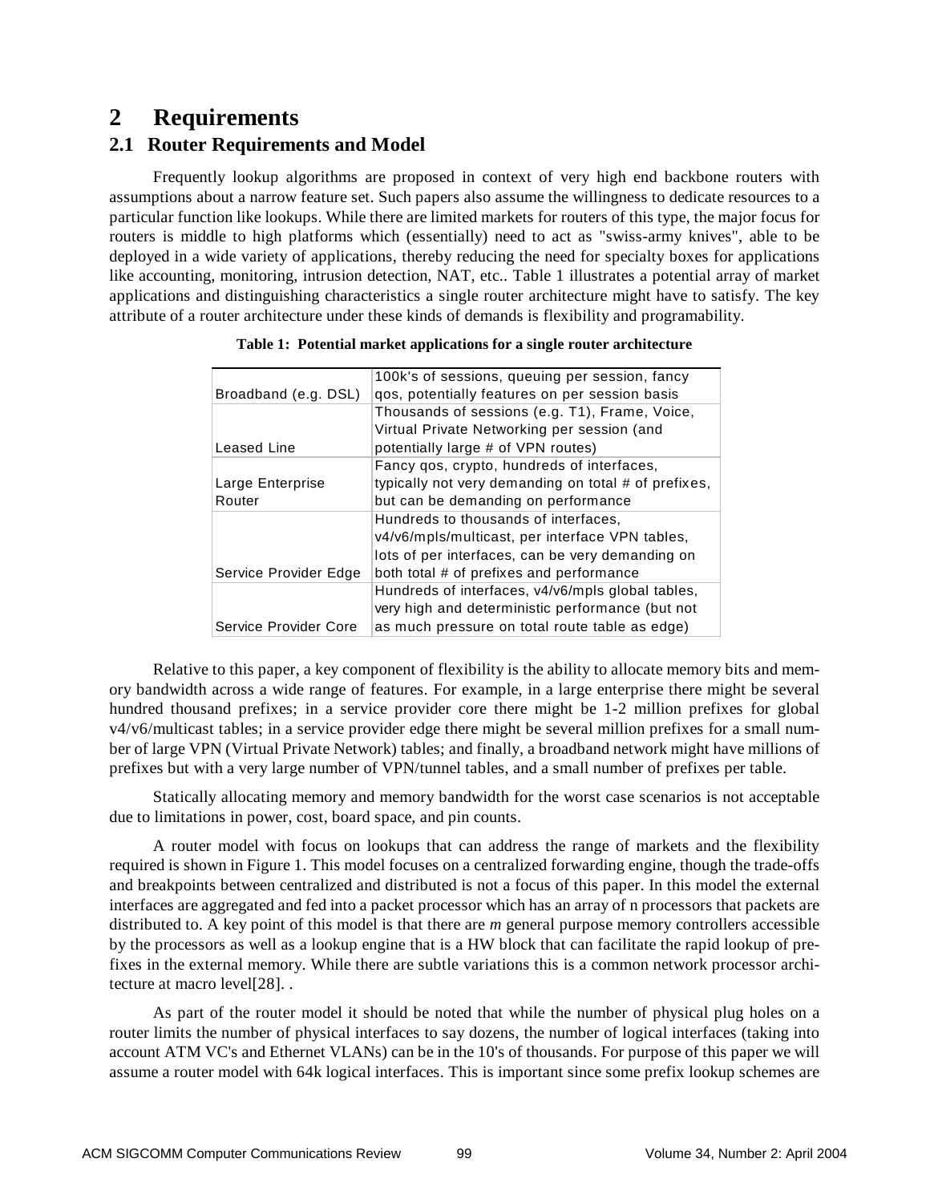# 2 Requirements

## 2.1 Router Requirements and Model

Frequently lookup algorithms are proposed in context of very high end backbone routers with assumptions about a narrow feature set. Such papers also assume the willingness to dedicate resources to a particular function like lookups. While there are limited markets for routers of this type, the major focus for routers is middle to high platforms which (essentially) need to act as "swiss-army knives", able to be deployed in a wide variety of applications, thereby reducing the need for specialty boxes for applications like accounting, monitoring, intrusion detection, NAT, etc.. Table 1 illustrates a potential array of market applications and distinguishing characteristics a single router architecture might have to satisfy. The key attribute of a router architecture under these kinds of demands is flexibility and programability.

**Table 1: Potential market applications for a single router architecture**

| | |
|---|---|
| Broadband (e.g. DSL) | 100k's of sessions, queuing per session, fancy qos, potentially features on per session basis |
| Leased Line | Thousands of sessions (e.g. T1), Frame, Voice, Virtual Private Networking per session (and potentially large # of VPN routes) |
| Large Enterprise Router | Fancy qos, crypto, hundreds of interfaces, typically not very demanding on total # of prefixes, but can be demanding on performance |
| Service Provider Edge | Hundreds to thousands of interfaces, v4/v6/mpls/multicast, per interface VPN tables, lots of per interfaces, can be very demanding on both total # of prefixes and performance |
| Service Provider Core | Hundreds of interfaces, v4/v6/mpls global tables, very high and deterministic performance (but not as much pressure on total route table as edge) |

Relative to this paper, a key component of flexibility is the ability to allocate memory bits and memory bandwidth across a wide range of features. For example, in a large enterprise there might be several hundred thousand prefixes; in a service provider core there might be 1-2 million prefixes for global v4/v6/multicast tables; in a service provider edge there might be several million prefixes for a small number of large VPN (Virtual Private Network) tables; and finally, a broadband network might have millions of prefixes but with a very large number of VPN/tunnel tables, and a small number of prefixes per table.

Statically allocating memory and memory bandwidth for the worst case scenarios is not acceptable due to limitations in power, cost, board space, and pin counts.

A router model with focus on lookups that can address the range of markets and the flexibility required is shown in Figure 1. This model focuses on a centralized forwarding engine, though the trade-offs and breakpoints between centralized and distributed is not a focus of this paper. In this model the external interfaces are aggregated and fed into a packet processor which has an array of n processors that packets are distributed to. A key point of this model is that there are *m* general purpose memory controllers accessible by the processors as well as a lookup engine that is a HW block that can facilitate the rapid lookup of prefixes in the external memory. While there are subtle variations this is a common network processor architecture at macro level[28]. .

As part of the router model it should be noted that while the number of physical plug holes on a router limits the number of physical interfaces to say dozens, the number of logical interfaces (taking into account ATM VC's and Ethernet VLANs) can be in the 10's of thousands. For purpose of this paper we will assume a router model with 64k logical interfaces. This is important since some prefix lookup schemes are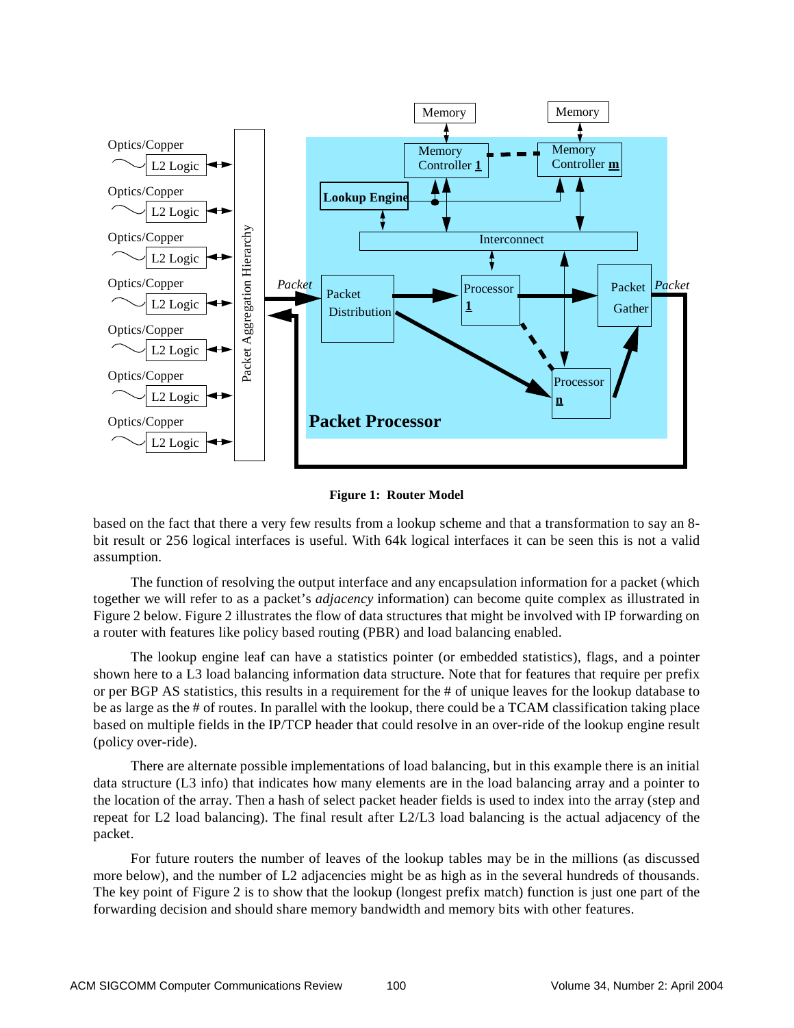**Figure 1: Router Model**

based on the fact that there a very few results from a lookup scheme and that a transformation to say an 8-bit result or 256 logical interfaces is useful. With 64k logical interfaces it can be seen this is not a valid assumption.

The function of resolving the output interface and any encapsulation information for a packet (which together we will refer to as a packet's *adjacency* information) can become quite complex as illustrated in Figure 2 below. Figure 2 illustrates the flow of data structures that might be involved with IP forwarding on a router with features like policy based routing (PBR) and load balancing enabled.

The lookup engine leaf can have a statistics pointer (or embedded statistics), flags, and a pointer shown here to a L3 load balancing information data structure. Note that for features that require per prefix or per BGP AS statistics, this results in a requirement for the # of unique leaves for the lookup database to be as large as the # of routes. In parallel with the lookup, there could be a TCAM classification taking place based on multiple fields in the IP/TCP header that could resolve in an over-ride of the lookup engine result (policy over-ride).

There are alternate possible implementations of load balancing, but in this example there is an initial data structure (L3 info) that indicates how many elements are in the load balancing array and a pointer to the location of the array. Then a hash of select packet header fields is used to index into the array (step and repeat for L2 load balancing). The final result after L2/L3 load balancing is the actual adjacency of the packet.

For future routers the number of leaves of the lookup tables may be in the millions (as discussed more below), and the number of L2 adjacencies might be as high as in the several hundreds of thousands. The key point of Figure 2 is to show that the lookup (longest prefix match) function is just one part of the forwarding decision and should share memory bandwidth and memory bits with other features.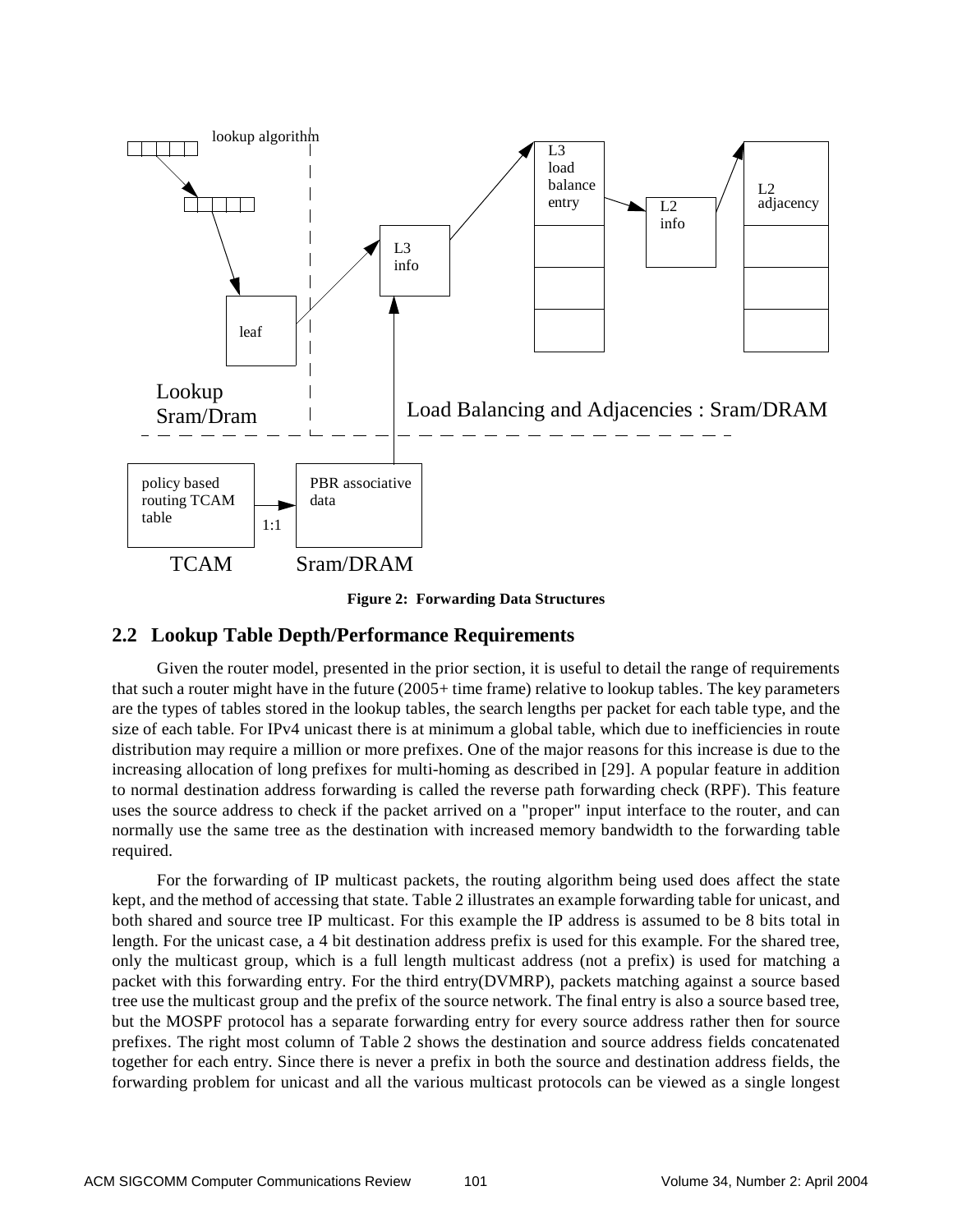Figure 2: Forwarding Data Structures

## 2.2 Lookup Table Depth/Performance Requirements

Given the router model, presented in the prior section, it is useful to detail the range of requirements that such a router might have in the future (2005+ time frame) relative to lookup tables. The key parameters are the types of tables stored in the lookup tables, the search lengths per packet for each table type, and the size of each table. For IPv4 unicast there is at minimum a global table, which due to inefficiencies in route distribution may require a million or more prefixes. One of the major reasons for this increase is due to the increasing allocation of long prefixes for multi-homing as described in [29]. A popular feature in addition to normal destination address forwarding is called the reverse path forwarding check (RPF). This feature uses the source address to check if the packet arrived on a "proper" input interface to the router, and can normally use the same tree as the destination with increased memory bandwidth to the forwarding table required.

For the forwarding of IP multicast packets, the routing algorithm being used does affect the state kept, and the method of accessing that state. Table 2 illustrates an example forwarding table for unicast, and both shared and source tree IP multicast. For this example the IP address is assumed to be 8 bits total in length. For the unicast case, a 4 bit destination address prefix is used for this example. For the shared tree, only the multicast group, which is a full length multicast address (not a prefix) is used for matching a packet with this forwarding entry. For the third entry(DVMRP), packets matching against a source based tree use the multicast group and the prefix of the source network. The final entry is also a source based tree, but the MOSPF protocol has a separate forwarding entry for every source address rather then for source prefixes. The right most column of Table 2 shows the destination and source address fields concatenated together for each entry. Since there is never a prefix in both the source and destination address fields, the forwarding problem for unicast and all the various multicast protocols can be viewed as a single longest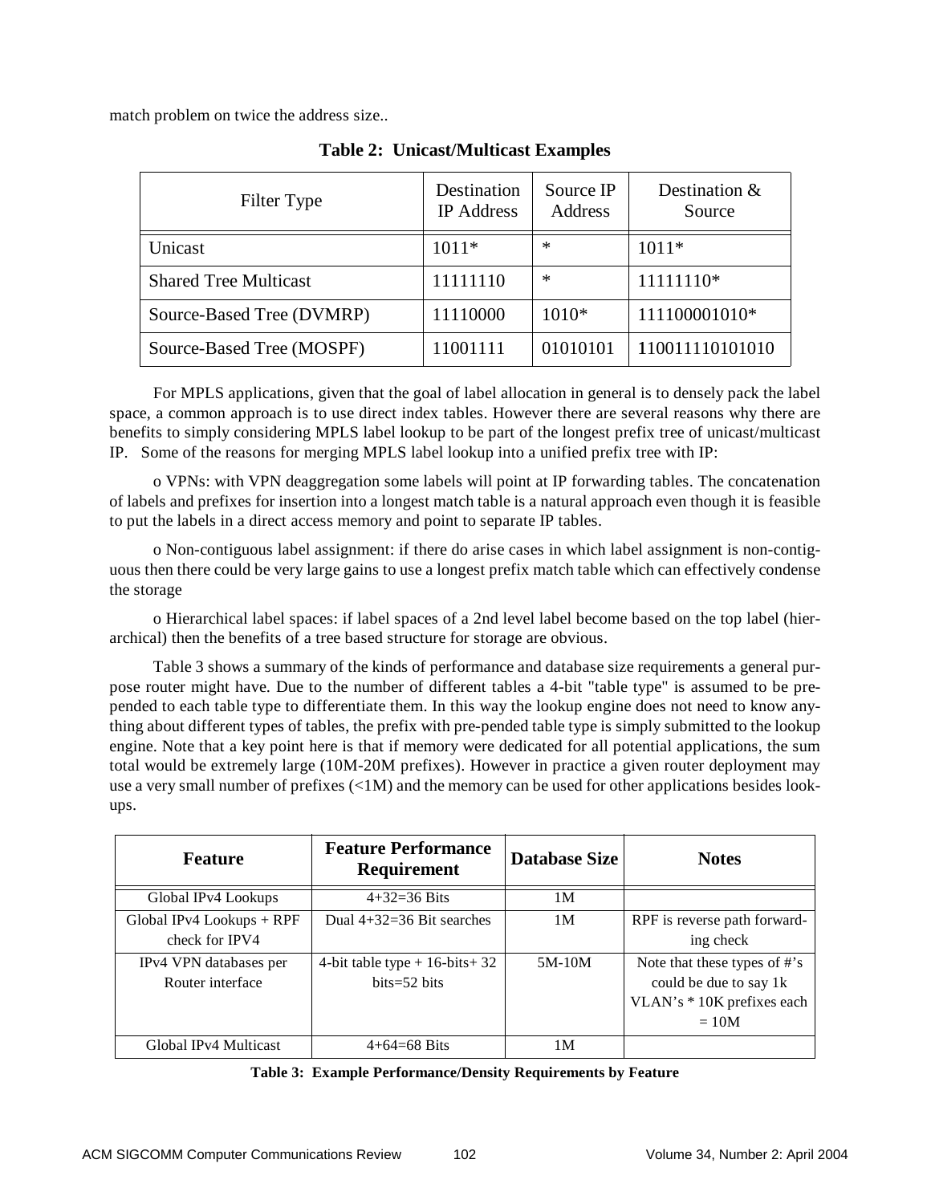match problem on twice the address size..

**Table 2: Unicast/Multicast Examples**

| Filter Type | Destination IP Address | Source IP Address | Destination & Source |
|---|---|---|---|
| Unicast | 1011* | * | 1011* |
| Shared Tree Multicast | 11111110 | * | 11111110* |
| Source-Based Tree (DVMRP) | 11110000 | 1010* | 111100001010* |
| Source-Based Tree (MOSPF) | 11001111 | 01010101 | 110011110101010 |

For MPLS applications, given that the goal of label allocation in general is to densely pack the label space, a common approach is to use direct index tables. However there are several reasons why there are benefits to simply considering MPLS label lookup to be part of the longest prefix tree of unicast/multicast IP. Some of the reasons for merging MPLS label lookup into a unified prefix tree with IP:

o VPNs: with VPN deaggregation some labels will point at IP forwarding tables. The concatenation of labels and prefixes for insertion into a longest match table is a natural approach even though it is feasible to put the labels in a direct access memory and point to separate IP tables.

o Non-contiguous label assignment: if there do arise cases in which label assignment is non-contiguous then there could be very large gains to use a longest prefix match table which can effectively condense the storage

o Hierarchical label spaces: if label spaces of a 2nd level label become based on the top label (hierarchical) then the benefits of a tree based structure for storage are obvious.

Table 3 shows a summary of the kinds of performance and database size requirements a general purpose router might have. Due to the number of different tables a 4-bit "table type" is assumed to be pre-pended to each table type to differentiate them. In this way the lookup engine does not need to know anything about different types of tables, the prefix with pre-pended table type is simply submitted to the lookup engine. Note that a key point here is that if memory were dedicated for all potential applications, the sum total would be extremely large (10M-20M prefixes). However in practice a given router deployment may use a very small number of prefixes (<1M) and the memory can be used for other applications besides lookups.

| **Feature** | **Feature Performance Requirement** | **Database Size** | **Notes** |
|---|---|---|---|
| Global IPv4 Lookups | 4+32=36 Bits | 1M | |
| Global IPv4 Lookups + RPF check for IPV4 | Dual 4+32=36 Bit searches | 1M | RPF is reverse path forwarding check |
| IPv4 VPN databases per Router interface | 4-bit table type + 16-bits+ 32 bits=52 bits | 5M-10M | Note that these types of #'s could be due to say 1k VLAN's * 10K prefixes each = 10M |
| Global IPv4 Multicast | 4+64=68 Bits | 1M | |

**Table 3: Example Performance/Density Requirements by Feature**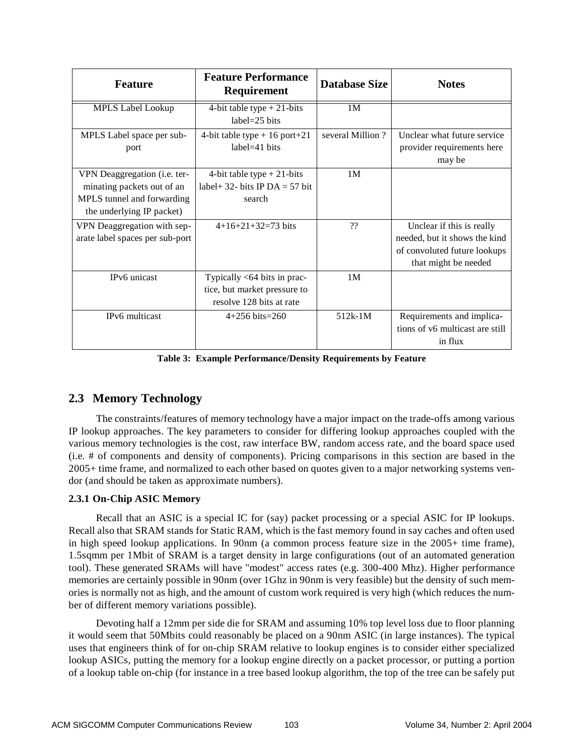| Feature | Feature Performance Requirement | Database Size | Notes |
| --- | --- | --- | --- |
| MPLS Label Lookup | 4-bit table type + 21-bits label=25 bits | 1M | |
| MPLS Label space per sub-port | 4-bit table type + 16 port+21 label=41 bits | several Million ? | Unclear what future service provider requirements here may be |
| VPN Deaggregation (i.e. terminating packets out of an MPLS tunnel and forwarding the underlying IP packet) | 4-bit table type + 21-bits label+ 32- bits IP DA = 57 bit search | 1M | |
| VPN Deaggregation with separate label spaces per sub-port | 4+16+21+32=73 bits | ?? | Unclear if this is really needed, but it shows the kind of convoluted future lookups that might be needed |
| IPv6 unicast | Typically <64 bits in practice, but market pressure to resolve 128 bits at rate | 1M | |
| IPv6 multicast | 4+256 bits=260 | 512k-1M | Requirements and implications of v6 multicast are still in flux |

**Table 3: Example Performance/Density Requirements by Feature**

## 2.3 Memory Technology

The constraints/features of memory technology have a major impact on the trade-offs among various IP lookup approaches. The key parameters to consider for differing lookup approaches coupled with the various memory technologies is the cost, raw interface BW, random access rate, and the board space used (i.e. # of components and density of components). Pricing comparisons in this section are based in the 2005+ time frame, and normalized to each other based on quotes given to a major networking systems vendor (and should be taken as approximate numbers).

### 2.3.1 On-Chip ASIC Memory

Recall that an ASIC is a special IC for (say) packet processing or a special ASIC for IP lookups. Recall also that SRAM stands for Static RAM, which is the fast memory found in say caches and often used in high speed lookup applications. In 90nm (a common process feature size in the 2005+ time frame), 1.5sqmm per 1Mbit of SRAM is a target density in large configurations (out of an automated generation tool). These generated SRAMs will have "modest" access rates (e.g. 300-400 Mhz). Higher performance memories are certainly possible in 90nm (over 1Ghz in 90nm is very feasible) but the density of such memories is normally not as high, and the amount of custom work required is very high (which reduces the number of different memory variations possible).

Devoting half a 12mm per side die for SRAM and assuming 10% top level loss due to floor planning it would seem that 50Mbits could reasonably be placed on a 90nm ASIC (in large instances). The typical uses that engineers think of for on-chip SRAM relative to lookup engines is to consider either specialized lookup ASICs, putting the memory for a lookup engine directly on a packet processor, or putting a portion of a lookup table on-chip (for instance in a tree based lookup algorithm, the top of the tree can be safely put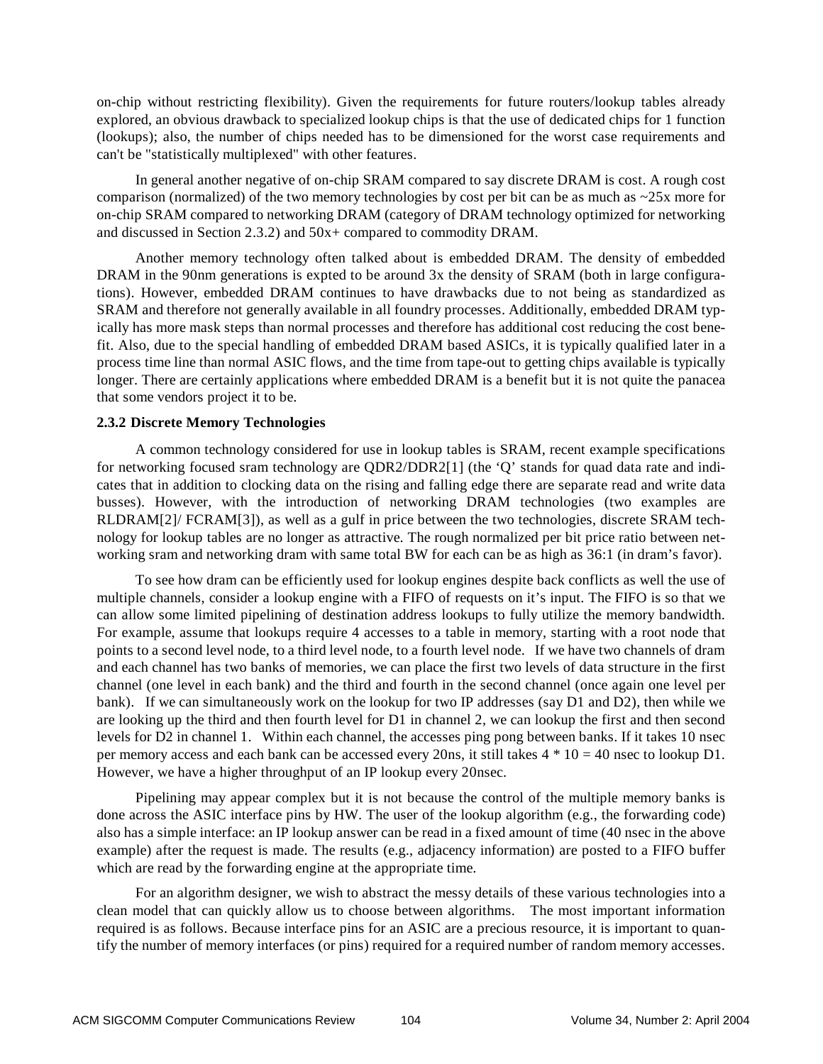on-chip without restricting flexibility). Given the requirements for future routers/lookup tables already explored, an obvious drawback to specialized lookup chips is that the use of dedicated chips for 1 function (lookups); also, the number of chips needed has to be dimensioned for the worst case requirements and can't be "statistically multiplexed" with other features.

In general another negative of on-chip SRAM compared to say discrete DRAM is cost. A rough cost comparison (normalized) of the two memory technologies by cost per bit can be as much as ~25x more for on-chip SRAM compared to networking DRAM (category of DRAM technology optimized for networking and discussed in Section 2.3.2) and 50x+ compared to commodity DRAM.

Another memory technology often talked about is embedded DRAM. The density of embedded DRAM in the 90nm generations is expted to be around 3x the density of SRAM (both in large configurations). However, embedded DRAM continues to have drawbacks due to not being as standardized as SRAM and therefore not generally available in all foundry processes. Additionally, embedded DRAM typically has more mask steps than normal processes and therefore has additional cost reducing the cost benefit. Also, due to the special handling of embedded DRAM based ASICs, it is typically qualified later in a process time line than normal ASIC flows, and the time from tape-out to getting chips available is typically longer. There are certainly applications where embedded DRAM is a benefit but it is not quite the panacea that some vendors project it to be.

### 2.3.2 Discrete Memory Technologies

A common technology considered for use in lookup tables is SRAM, recent example specifications for networking focused sram technology are QDR2/DDR2[1] (the 'Q' stands for quad data rate and indicates that in addition to clocking data on the rising and falling edge there are separate read and write data busses). However, with the introduction of networking DRAM technologies (two examples are RLDRAM[2]/ FCRAM[3]), as well as a gulf in price between the two technologies, discrete SRAM technology for lookup tables are no longer as attractive. The rough normalized per bit price ratio between networking sram and networking dram with same total BW for each can be as high as 36:1 (in dram's favor).

To see how dram can be efficiently used for lookup engines despite back conflicts as well the use of multiple channels, consider a lookup engine with a FIFO of requests on it's input. The FIFO is so that we can allow some limited pipelining of destination address lookups to fully utilize the memory bandwidth. For example, assume that lookups require 4 accesses to a table in memory, starting with a root node that points to a second level node, to a third level node, to a fourth level node. If we have two channels of dram and each channel has two banks of memories, we can place the first two levels of data structure in the first channel (one level in each bank) and the third and fourth in the second channel (once again one level per bank). If we can simultaneously work on the lookup for two IP addresses (say D1 and D2), then while we are looking up the third and then fourth level for D1 in channel 2, we can lookup the first and then second levels for D2 in channel 1. Within each channel, the accesses ping pong between banks. If it takes 10 nsec per memory access and each bank can be accessed every 20ns, it still takes $4 * 10 = 40$ nsec to lookup D1. However, we have a higher throughput of an IP lookup every 20nsec.

Pipelining may appear complex but it is not because the control of the multiple memory banks is done across the ASIC interface pins by HW. The user of the lookup algorithm (e.g., the forwarding code) also has a simple interface: an IP lookup answer can be read in a fixed amount of time (40 nsec in the above example) after the request is made. The results (e.g., adjacency information) are posted to a FIFO buffer which are read by the forwarding engine at the appropriate time.

For an algorithm designer, we wish to abstract the messy details of these various technologies into a clean model that can quickly allow us to choose between algorithms. The most important information required is as follows. Because interface pins for an ASIC are a precious resource, it is important to quantify the number of memory interfaces (or pins) required for a required number of random memory accesses.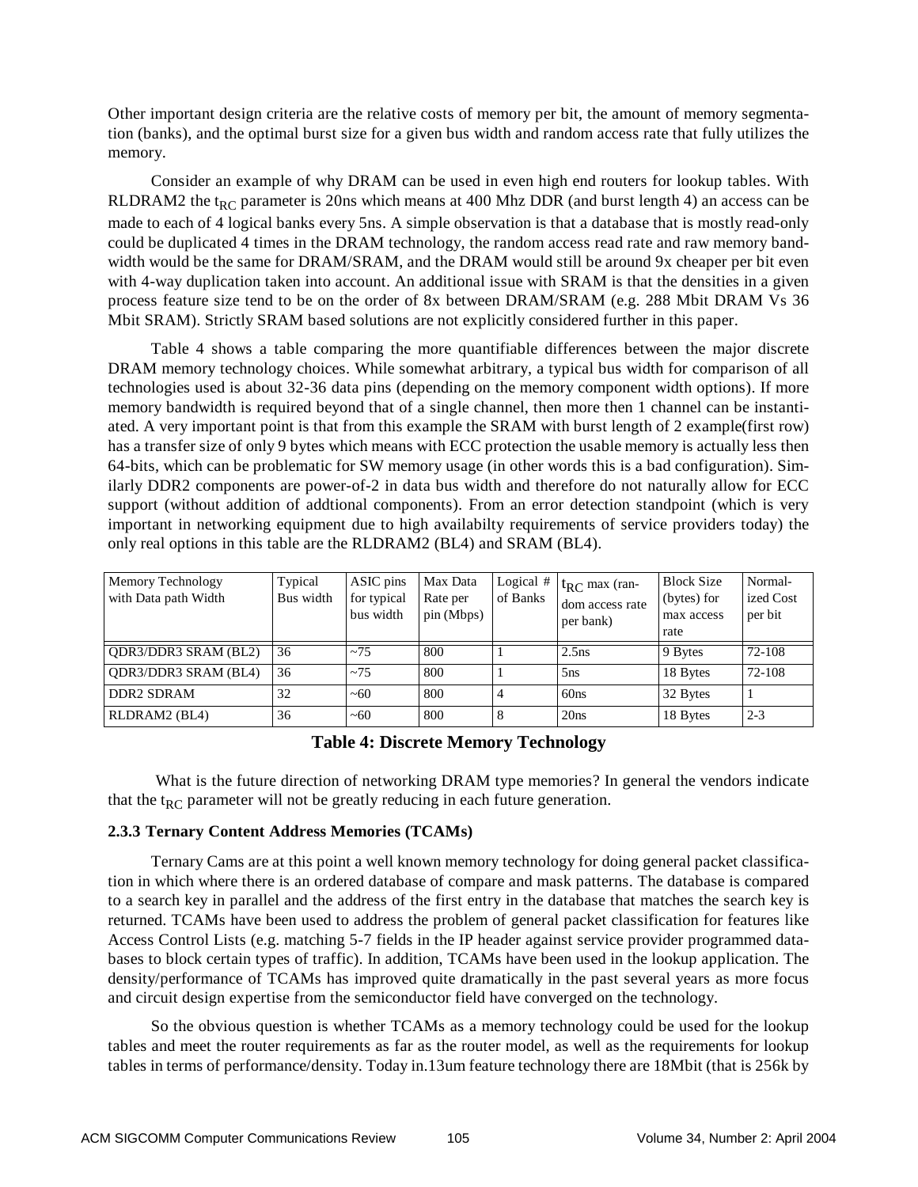Other important design criteria are the relative costs of memory per bit, the amount of memory segmentation (banks), and the optimal burst size for a given bus width and random access rate that fully utilizes the memory.

Consider an example of why DRAM can be used in even high end routers for lookup tables. With RLDRAM2 the $t_{RC}$ parameter is 20ns which means at 400 Mhz DDR (and burst length 4) an access can be made to each of 4 logical banks every 5ns. A simple observation is that a database that is mostly read-only could be duplicated 4 times in the DRAM technology, the random access read rate and raw memory bandwidth would be the same for DRAM/SRAM, and the DRAM would still be around 9x cheaper per bit even with 4-way duplication taken into account. An additional issue with SRAM is that the densities in a given process feature size tend to be on the order of 8x between DRAM/SRAM (e.g. 288 Mbit DRAM Vs 36 Mbit SRAM). Strictly SRAM based solutions are not explicitly considered further in this paper.

Table 4 shows a table comparing the more quantifiable differences between the major discrete DRAM memory technology choices. While somewhat arbitrary, a typical bus width for comparison of all technologies used is about 32-36 data pins (depending on the memory component width options). If more memory bandwidth is required beyond that of a single channel, then more then 1 channel can be instantiated. A very important point is that from this example the SRAM with burst length of 2 example(first row) has a transfer size of only 9 bytes which means with ECC protection the usable memory is actually less then 64-bits, which can be problematic for SW memory usage (in other words this is a bad configuration). Similarly DDR2 components are power-of-2 in data bus width and therefore do not naturally allow for ECC support (without addition of addtional components). From an error detection standpoint (which is very important in networking equipment due to high availabilty requirements of service providers today) the only real options in this table are the RLDRAM2 (BL4) and SRAM (BL4).

| Memory Technology with Data path Width | Typical Bus width | ASIC pins for typical bus width | Max Data Rate per pin (Mbps) | Logical # of Banks | $t_{RC}$ max (random access rate per bank) | Block Size (bytes) for max access rate | Normalized Cost per bit |
|---|---|---|---|---|---|---|---|
| QDR3/DDR3 SRAM (BL2) | 36 | ~75 | 800 | 1 | 2.5ns | 9 Bytes | 72-108 |
| QDR3/DDR3 SRAM (BL4) | 36 | ~75 | 800 | 1 | 5ns | 18 Bytes | 72-108 |
| DDR2 SDRAM | 32 | ~60 | 800 | 4 | 60ns | 32 Bytes | 1 |
| RLDRAM2 (BL4) | 36 | ~60 | 800 | 8 | 20ns | 18 Bytes | 2-3 |

**Table 4: Discrete Memory Technology**

What is the future direction of networking DRAM type memories? In general the vendors indicate that the $t_{RC}$ parameter will not be greatly reducing in each future generation.

### 2.3.3 Ternary Content Address Memories (TCAMs)

Ternary Cams are at this point a well known memory technology for doing general packet classification in which where there is an ordered database of compare and mask patterns. The database is compared to a search key in parallel and the address of the first entry in the database that matches the search key is returned. TCAMs have been used to address the problem of general packet classification for features like Access Control Lists (e.g. matching 5-7 fields in the IP header against service provider programmed databases to block certain types of traffic). In addition, TCAMs have been used in the lookup application. The density/performance of TCAMs has improved quite dramatically in the past several years as more focus and circuit design expertise from the semiconductor field have converged on the technology.

So the obvious question is whether TCAMs as a memory technology could be used for the lookup tables and meet the router requirements as far as the router model, as well as the requirements for lookup tables in terms of performance/density. Today in.13um feature technology there are 18Mbit (that is 256k by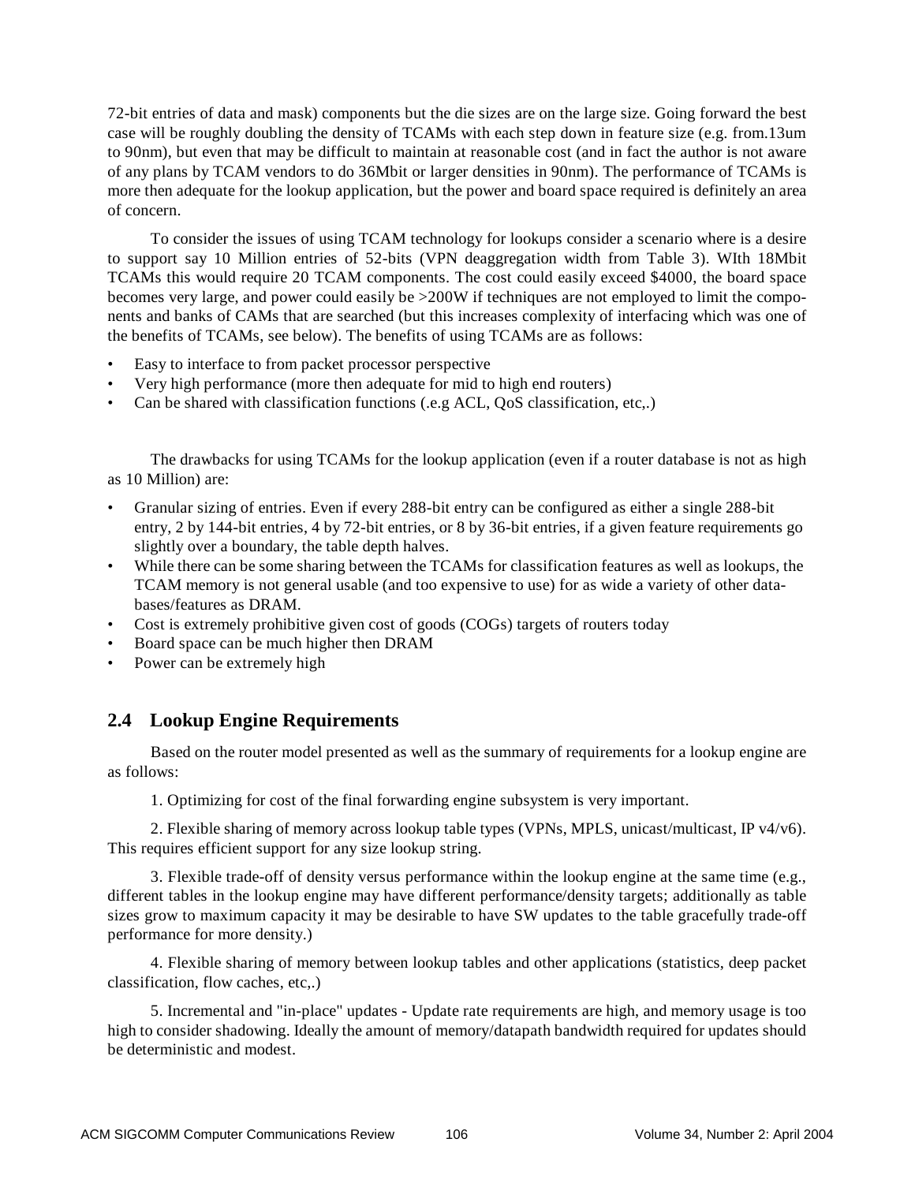72-bit entries of data and mask) components but the die sizes are on the large size. Going forward the best case will be roughly doubling the density of TCAMs with each step down in feature size (e.g. from.13um to 90nm), but even that may be difficult to maintain at reasonable cost (and in fact the author is not aware of any plans by TCAM vendors to do 36Mbit or larger densities in 90nm). The performance of TCAMs is more then adequate for the lookup application, but the power and board space required is definitely an area of concern.

To consider the issues of using TCAM technology for lookups consider a scenario where is a desire to support say 10 Million entries of 52-bits (VPN deaggregation width from Table 3). WIth 18Mbit TCAMs this would require 20 TCAM components. The cost could easily exceed $4000, the board space becomes very large, and power could easily be >200W if techniques are not employed to limit the components and banks of CAMs that are searched (but this increases complexity of interfacing which was one of the benefits of TCAMs, see below). The benefits of using TCAMs are as follows:

- Easy to interface to from packet processor perspective
- Very high performance (more then adequate for mid to high end routers)
- Can be shared with classification functions (.e.g ACL, QoS classification, etc,.)

The drawbacks for using TCAMs for the lookup application (even if a router database is not as high as 10 Million) are:

- Granular sizing of entries. Even if every 288-bit entry can be configured as either a single 288-bit entry, 2 by 144-bit entries, 4 by 72-bit entries, or 8 by 36-bit entries, if a given feature requirements go slightly over a boundary, the table depth halves.
- While there can be some sharing between the TCAMs for classification features as well as lookups, the TCAM memory is not general usable (and too expensive to use) for as wide a variety of other databases/features as DRAM.
- Cost is extremely prohibitive given cost of goods (COGs) targets of routers today
- Board space can be much higher then DRAM
- Power can be extremely high

## 2.4 Lookup Engine Requirements

Based on the router model presented as well as the summary of requirements for a lookup engine are as follows:

1. Optimizing for cost of the final forwarding engine subsystem is very important.

2. Flexible sharing of memory across lookup table types (VPNs, MPLS, unicast/multicast, IP v4/v6). This requires efficient support for any size lookup string.

3. Flexible trade-off of density versus performance within the lookup engine at the same time (e.g., different tables in the lookup engine may have different performance/density targets; additionally as table sizes grow to maximum capacity it may be desirable to have SW updates to the table gracefully trade-off performance for more density.)

4. Flexible sharing of memory between lookup tables and other applications (statistics, deep packet classification, flow caches, etc,.)

5. Incremental and "in-place" updates - Update rate requirements are high, and memory usage is too high to consider shadowing. Ideally the amount of memory/datapath bandwidth required for updates should be deterministic and modest.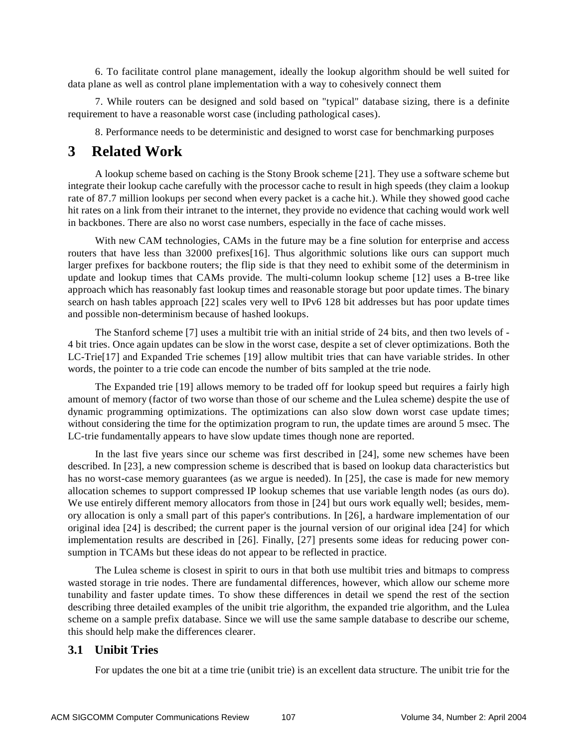6. To facilitate control plane management, ideally the lookup algorithm should be well suited for data plane as well as control plane implementation with a way to cohesively connect them

7. While routers can be designed and sold based on "typical" database sizing, there is a definite requirement to have a reasonable worst case (including pathological cases).

8. Performance needs to be deterministic and designed to worst case for benchmarking purposes

# 3 Related Work

A lookup scheme based on caching is the Stony Brook scheme [21]. They use a software scheme but integrate their lookup cache carefully with the processor cache to result in high speeds (they claim a lookup rate of 87.7 million lookups per second when every packet is a cache hit.). While they showed good cache hit rates on a link from their intranet to the internet, they provide no evidence that caching would work well in backbones. There are also no worst case numbers, especially in the face of cache misses.

With new CAM technologies, CAMs in the future may be a fine solution for enterprise and access routers that have less than 32000 prefixes[16]. Thus algorithmic solutions like ours can support much larger prefixes for backbone routers; the flip side is that they need to exhibit some of the determinism in update and lookup times that CAMs provide. The multi-column lookup scheme [12] uses a B-tree like approach which has reasonably fast lookup times and reasonable storage but poor update times. The binary search on hash tables approach [22] scales very well to IPv6 128 bit addresses but has poor update times and possible non-determinism because of hashed lookups.

The Stanford scheme [7] uses a multibit trie with an initial stride of 24 bits, and then two levels of -4 bit tries. Once again updates can be slow in the worst case, despite a set of clever optimizations. Both the LC-Trie[17] and Expanded Trie schemes [19] allow multibit tries that can have variable strides. In other words, the pointer to a trie code can encode the number of bits sampled at the trie node.

The Expanded trie [19] allows memory to be traded off for lookup speed but requires a fairly high amount of memory (factor of two worse than those of our scheme and the Lulea scheme) despite the use of dynamic programming optimizations. The optimizations can also slow down worst case update times; without considering the time for the optimization program to run, the update times are around 5 msec. The LC-trie fundamentally appears to have slow update times though none are reported.

In the last five years since our scheme was first described in [24], some new schemes have been described. In [23], a new compression scheme is described that is based on lookup data characteristics but has no worst-case memory guarantees (as we argue is needed). In [25], the case is made for new memory allocation schemes to support compressed IP lookup schemes that use variable length nodes (as ours do). We use entirely different memory allocators from those in [24] but ours work equally well; besides, memory allocation is only a small part of this paper's contributions. In [26], a hardware implementation of our original idea [24] is described; the current paper is the journal version of our original idea [24] for which implementation results are described in [26]. Finally, [27] presents some ideas for reducing power consumption in TCAMs but these ideas do not appear to be reflected in practice.

The Lulea scheme is closest in spirit to ours in that both use multibit tries and bitmaps to compress wasted storage in trie nodes. There are fundamental differences, however, which allow our scheme more tunability and faster update times. To show these differences in detail we spend the rest of the section describing three detailed examples of the unibit trie algorithm, the expanded trie algorithm, and the Lulea scheme on a sample prefix database. Since we will use the same sample database to describe our scheme, this should help make the differences clearer.

## 3.1 Unibit Tries

For updates the one bit at a time trie (unibit trie) is an excellent data structure. The unibit trie for the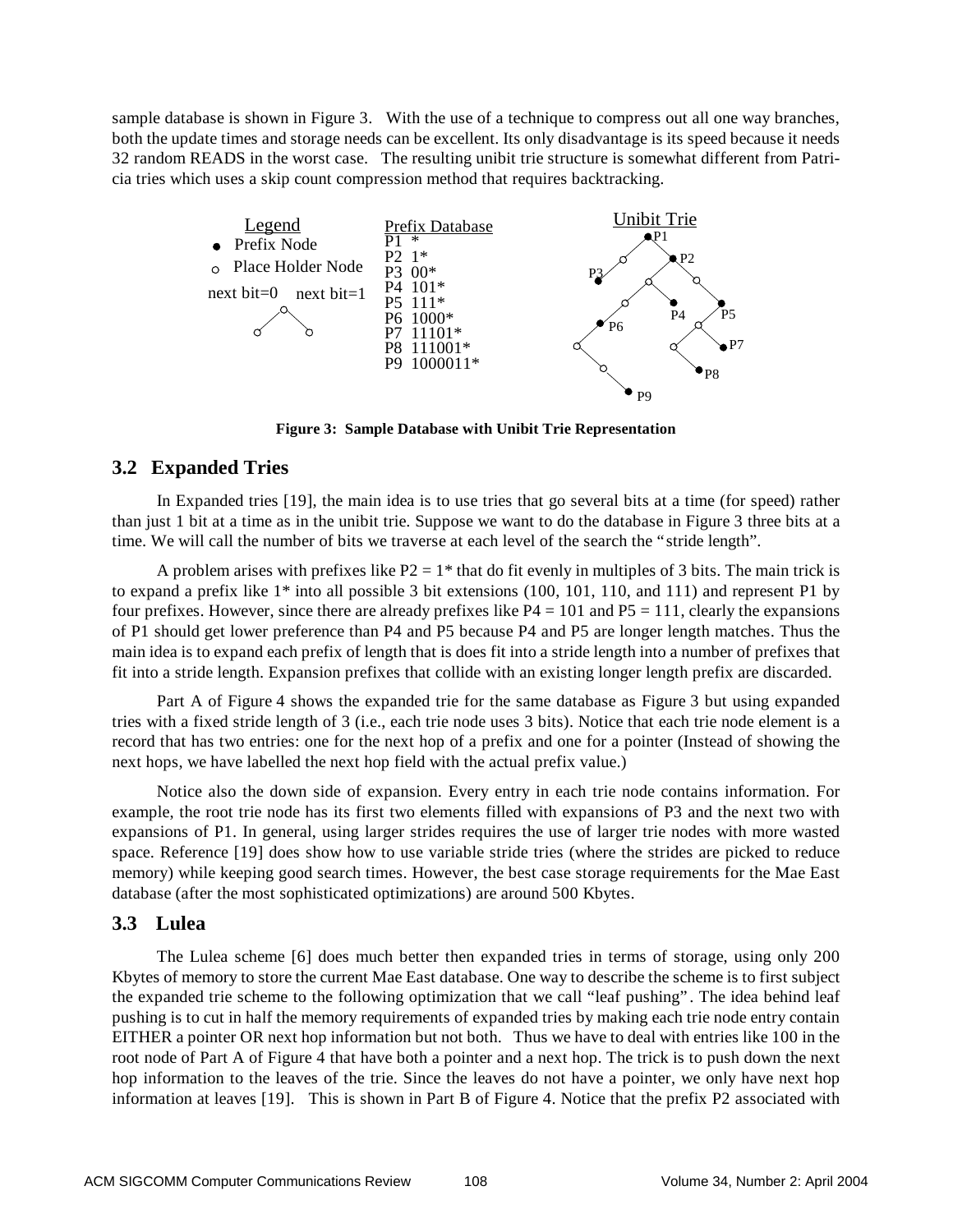sample database is shown in Figure 3. With the use of a technique to compress out all one way branches, both the update times and storage needs can be excellent. Its only disadvantage is its speed because it needs 32 random READS in the worst case. The resulting unibit trie structure is somewhat different from Patricia tries which uses a skip count compression method that requires backtracking.

Legend
- ● Prefix Node
- ○ Place Holder Node

next bit=0 next bit=1

Prefix Database

P1 *
P2 1*
P3 00*
P4 101*
P5 111*
P6 1000*
P7 11101*
P8 111001*
P9 1000011*

Unibit Trie

**Figure 3: Sample Database with Unibit Trie Representation**

## 3.2 Expanded Tries

In Expanded tries [19], the main idea is to use tries that go several bits at a time (for speed) rather than just 1 bit at a time as in the unibit trie. Suppose we want to do the database in Figure 3 three bits at a time. We will call the number of bits we traverse at each level of the search the "stride length".

A problem arises with prefixes like P2 = 1* that do fit evenly in multiples of 3 bits. The main trick is to expand a prefix like 1* into all possible 3 bit extensions (100, 101, 110, and 111) and represent P1 by four prefixes. However, since there are already prefixes like P4 = 101 and P5 = 111, clearly the expansions of P1 should get lower preference than P4 and P5 because P4 and P5 are longer length matches. Thus the main idea is to expand each prefix of length that is does fit into a stride length into a number of prefixes that fit into a stride length. Expansion prefixes that collide with an existing longer length prefix are discarded.

Part A of Figure 4 shows the expanded trie for the same database as Figure 3 but using expanded tries with a fixed stride length of 3 (i.e., each trie node uses 3 bits). Notice that each trie node element is a record that has two entries: one for the next hop of a prefix and one for a pointer (Instead of showing the next hops, we have labelled the next hop field with the actual prefix value.)

Notice also the down side of expansion. Every entry in each trie node contains information. For example, the root trie node has its first two elements filled with expansions of P3 and the next two with expansions of P1. In general, using larger strides requires the use of larger trie nodes with more wasted space. Reference [19] does show how to use variable stride tries (where the strides are picked to reduce memory) while keeping good search times. However, the best case storage requirements for the Mae East database (after the most sophisticated optimizations) are around 500 Kbytes.

## 3.3 Lulea

The Lulea scheme [6] does much better then expanded tries in terms of storage, using only 200 Kbytes of memory to store the current Mae East database. One way to describe the scheme is to first subject the expanded trie scheme to the following optimization that we call "leaf pushing". The idea behind leaf pushing is to cut in half the memory requirements of expanded tries by making each trie node entry contain EITHER a pointer OR next hop information but not both. Thus we have to deal with entries like 100 in the root node of Part A of Figure 4 that have both a pointer and a next hop. The trick is to push down the next hop information to the leaves of the trie. Since the leaves do not have a pointer, we only have next hop information at leaves [19]. This is shown in Part B of Figure 4. Notice that the prefix P2 associated with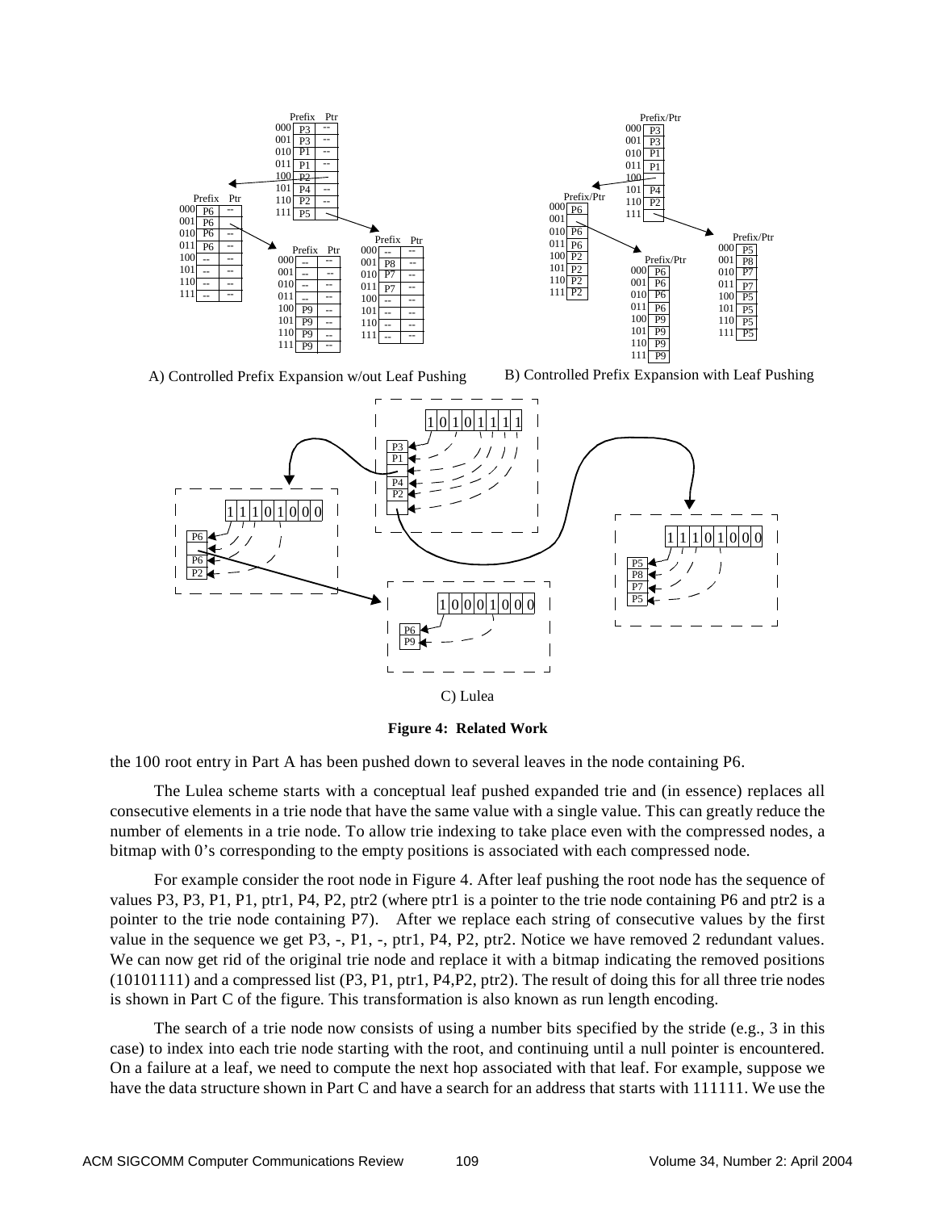A) Controlled Prefix Expansion w/out Leaf Pushing

B) Controlled Prefix Expansion with Leaf Pushing

C) Lulea

**Figure 4: Related Work**

the 100 root entry in Part A has been pushed down to several leaves in the node containing P6.

The Lulea scheme starts with a conceptual leaf pushed expanded trie and (in essence) replaces all consecutive elements in a trie node that have the same value with a single value. This can greatly reduce the number of elements in a trie node. To allow trie indexing to take place even with the compressed nodes, a bitmap with 0's corresponding to the empty positions is associated with each compressed node.

For example consider the root node in Figure 4. After leaf pushing the root node has the sequence of values P3, P3, P1, P1, ptr1, P4, P2, ptr2 (where ptr1 is a pointer to the trie node containing P6 and ptr2 is a pointer to the trie node containing P7). After we replace each string of consecutive values by the first value in the sequence we get P3, -, P1, -, ptr1, P4, P2, ptr2. Notice we have removed 2 redundant values. We can now get rid of the original trie node and replace it with a bitmap indicating the removed positions (10101111) and a compressed list (P3, P1, ptr1, P4,P2, ptr2). The result of doing this for all three trie nodes is shown in Part C of the figure. This transformation is also known as run length encoding.

The search of a trie node now consists of using a number bits specified by the stride (e.g., 3 in this case) to index into each trie node starting with the root, and continuing until a null pointer is encountered. On a failure at a leaf, we need to compute the next hop associated with that leaf. For example, suppose we have the data structure shown in Part C and have a search for an address that starts with 111111. We use the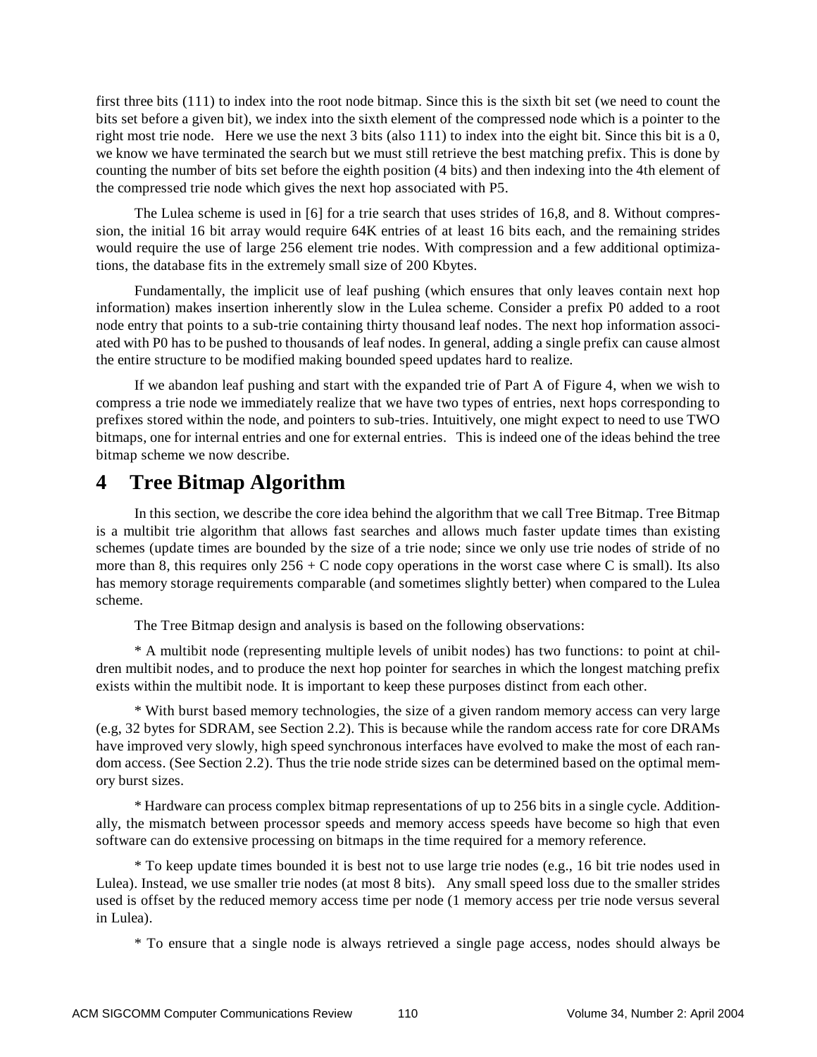first three bits (111) to index into the root node bitmap. Since this is the sixth bit set (we need to count the bits set before a given bit), we index into the sixth element of the compressed node which is a pointer to the right most trie node. Here we use the next 3 bits (also 111) to index into the eight bit. Since this bit is a 0, we know we have terminated the search but we must still retrieve the best matching prefix. This is done by counting the number of bits set before the eighth position (4 bits) and then indexing into the 4th element of the compressed trie node which gives the next hop associated with P5.

The Lulea scheme is used in [6] for a trie search that uses strides of 16,8, and 8. Without compression, the initial 16 bit array would require 64K entries of at least 16 bits each, and the remaining strides would require the use of large 256 element trie nodes. With compression and a few additional optimizations, the database fits in the extremely small size of 200 Kbytes.

Fundamentally, the implicit use of leaf pushing (which ensures that only leaves contain next hop information) makes insertion inherently slow in the Lulea scheme. Consider a prefix P0 added to a root node entry that points to a sub-trie containing thirty thousand leaf nodes. The next hop information associated with P0 has to be pushed to thousands of leaf nodes. In general, adding a single prefix can cause almost the entire structure to be modified making bounded speed updates hard to realize.

If we abandon leaf pushing and start with the expanded trie of Part A of Figure 4, when we wish to compress a trie node we immediately realize that we have two types of entries, next hops corresponding to prefixes stored within the node, and pointers to sub-tries. Intuitively, one might expect to need to use TWO bitmaps, one for internal entries and one for external entries. This is indeed one of the ideas behind the tree bitmap scheme we now describe.

# 4 Tree Bitmap Algorithm

In this section, we describe the core idea behind the algorithm that we call Tree Bitmap. Tree Bitmap is a multibit trie algorithm that allows fast searches and allows much faster update times than existing schemes (update times are bounded by the size of a trie node; since we only use trie nodes of stride of no more than 8, this requires only $256 + C$ node copy operations in the worst case where C is small). Its also has memory storage requirements comparable (and sometimes slightly better) when compared to the Lulea scheme.

The Tree Bitmap design and analysis is based on the following observations:

* A multibit node (representing multiple levels of unibit nodes) has two functions: to point at children multibit nodes, and to produce the next hop pointer for searches in which the longest matching prefix exists within the multibit node. It is important to keep these purposes distinct from each other.

* With burst based memory technologies, the size of a given random memory access can very large (e.g, 32 bytes for SDRAM, see Section 2.2). This is because while the random access rate for core DRAMs have improved very slowly, high speed synchronous interfaces have evolved to make the most of each random access. (See Section 2.2). Thus the trie node stride sizes can be determined based on the optimal memory burst sizes.

* Hardware can process complex bitmap representations of up to 256 bits in a single cycle. Additionally, the mismatch between processor speeds and memory access speeds have become so high that even software can do extensive processing on bitmaps in the time required for a memory reference.

* To keep update times bounded it is best not to use large trie nodes (e.g., 16 bit trie nodes used in Lulea). Instead, we use smaller trie nodes (at most 8 bits). Any small speed loss due to the smaller strides used is offset by the reduced memory access time per node (1 memory access per trie node versus several in Lulea).

* To ensure that a single node is always retrieved a single page access, nodes should always be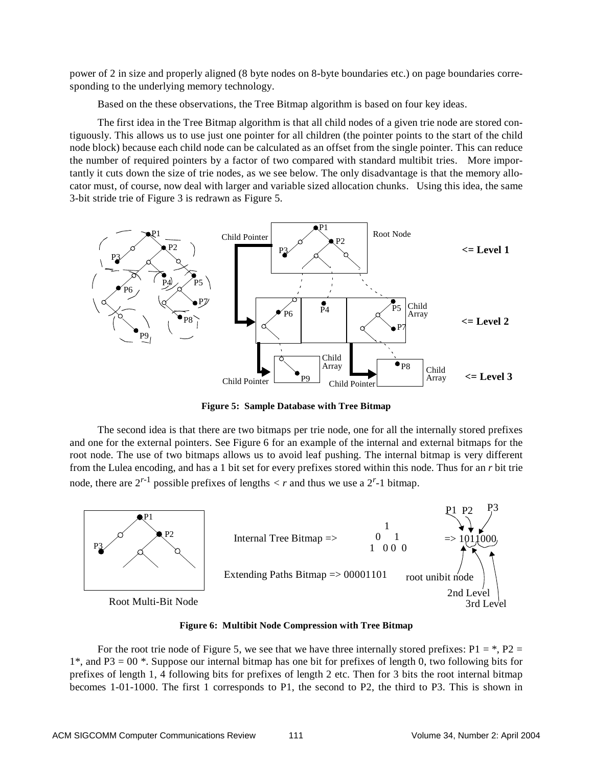power of 2 in size and properly aligned (8 byte nodes on 8-byte boundaries etc.) on page boundaries corresponding to the underlying memory technology.

Based on the these observations, the Tree Bitmap algorithm is based on four key ideas.

The first idea in the Tree Bitmap algorithm is that all child nodes of a given trie node are stored contiguously. This allows us to use just one pointer for all children (the pointer points to the start of the child node block) because each child node can be calculated as an offset from the single pointer. This can reduce the number of required pointers by a factor of two compared with standard multibit tries. More importantly it cuts down the size of trie nodes, as we see below. The only disadvantage is that the memory allocator must, of course, now deal with larger and variable sized allocation chunks. Using this idea, the same 3-bit stride trie of Figure 3 is redrawn as Figure 5.

**Figure 5: Sample Database with Tree Bitmap**

The second idea is that there are two bitmaps per trie node, one for all the internally stored prefixes and one for the external pointers. See Figure 6 for an example of the internal and external bitmaps for the root node. The use of two bitmaps allows us to avoid leaf pushing. The internal bitmap is very different from the Lulea encoding, and has a 1 bit set for every prefixes stored within this node. Thus for an $r$ bit trie node, there are $2^{r-1}$ possible prefixes of lengths $< r$ and thus we use a $2^r$-1 bitmap.

**Figure 6: Multibit Node Compression with Tree Bitmap**

For the root trie node of Figure 5, we see that we have three internally stored prefixes: P1 = *, P2 = 1*, and P3 = 00 *. Suppose our internal bitmap has one bit for prefixes of length 0, two following bits for prefixes of length 1, 4 following bits for prefixes of length 2 etc. Then for 3 bits the root internal bitmap becomes 1-01-1000. The first 1 corresponds to P1, the second to P2, the third to P3. This is shown in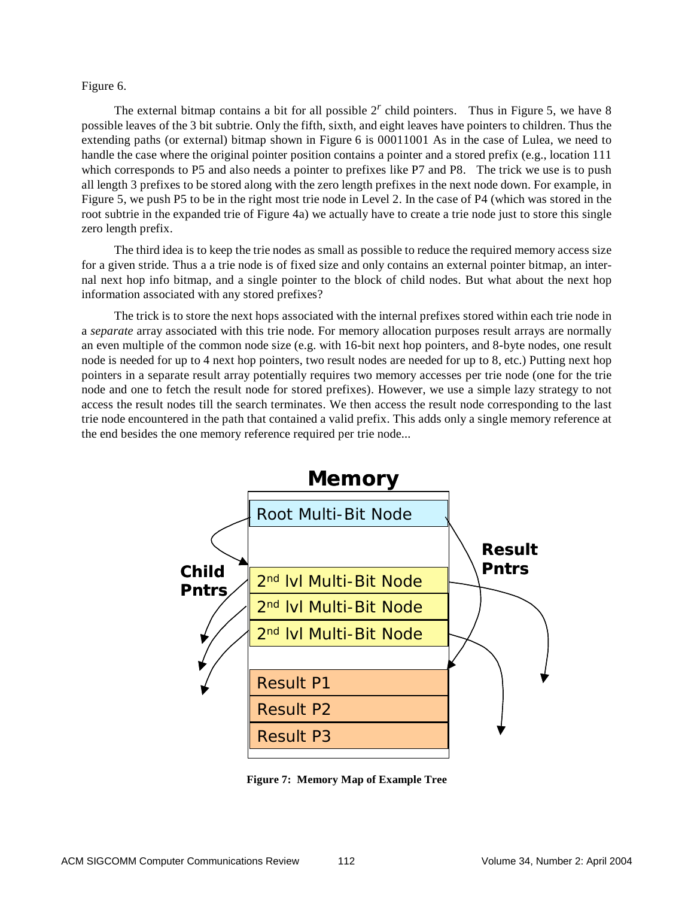Figure 6.

The external bitmap contains a bit for all possible $2^r$ child pointers. Thus in Figure 5, we have 8 possible leaves of the 3 bit subtrie. Only the fifth, sixth, and eight leaves have pointers to children. Thus the extending paths (or external) bitmap shown in Figure 6 is 00011001 As in the case of Lulea, we need to handle the case where the original pointer position contains a pointer and a stored prefix (e.g., location 111 which corresponds to P5 and also needs a pointer to prefixes like P7 and P8. The trick we use is to push all length 3 prefixes to be stored along with the zero length prefixes in the next node down. For example, in Figure 5, we push P5 to be in the right most trie node in Level 2. In the case of P4 (which was stored in the root subtrie in the expanded trie of Figure 4a) we actually have to create a trie node just to store this single zero length prefix.

The third idea is to keep the trie nodes as small as possible to reduce the required memory access size for a given stride. Thus a a trie node is of fixed size and only contains an external pointer bitmap, an internal next hop info bitmap, and a single pointer to the block of child nodes. But what about the next hop information associated with any stored prefixes?

The trick is to store the next hops associated with the internal prefixes stored within each trie node in a *separate* array associated with this trie node. For memory allocation purposes result arrays are normally an even multiple of the common node size (e.g. with 16-bit next hop pointers, and 8-byte nodes, one result node is needed for up to 4 next hop pointers, two result nodes are needed for up to 8, etc.) Putting next hop pointers in a separate result array potentially requires two memory accesses per trie node (one for the trie node and one to fetch the result node for stored prefixes). However, we use a simple lazy strategy to not access the result nodes till the search terminates. We then access the result node corresponding to the last trie node encountered in the path that contained a valid prefix. This adds only a single memory reference at the end besides the one memory reference required per trie node...

**Figure 7: Memory Map of Example Tree**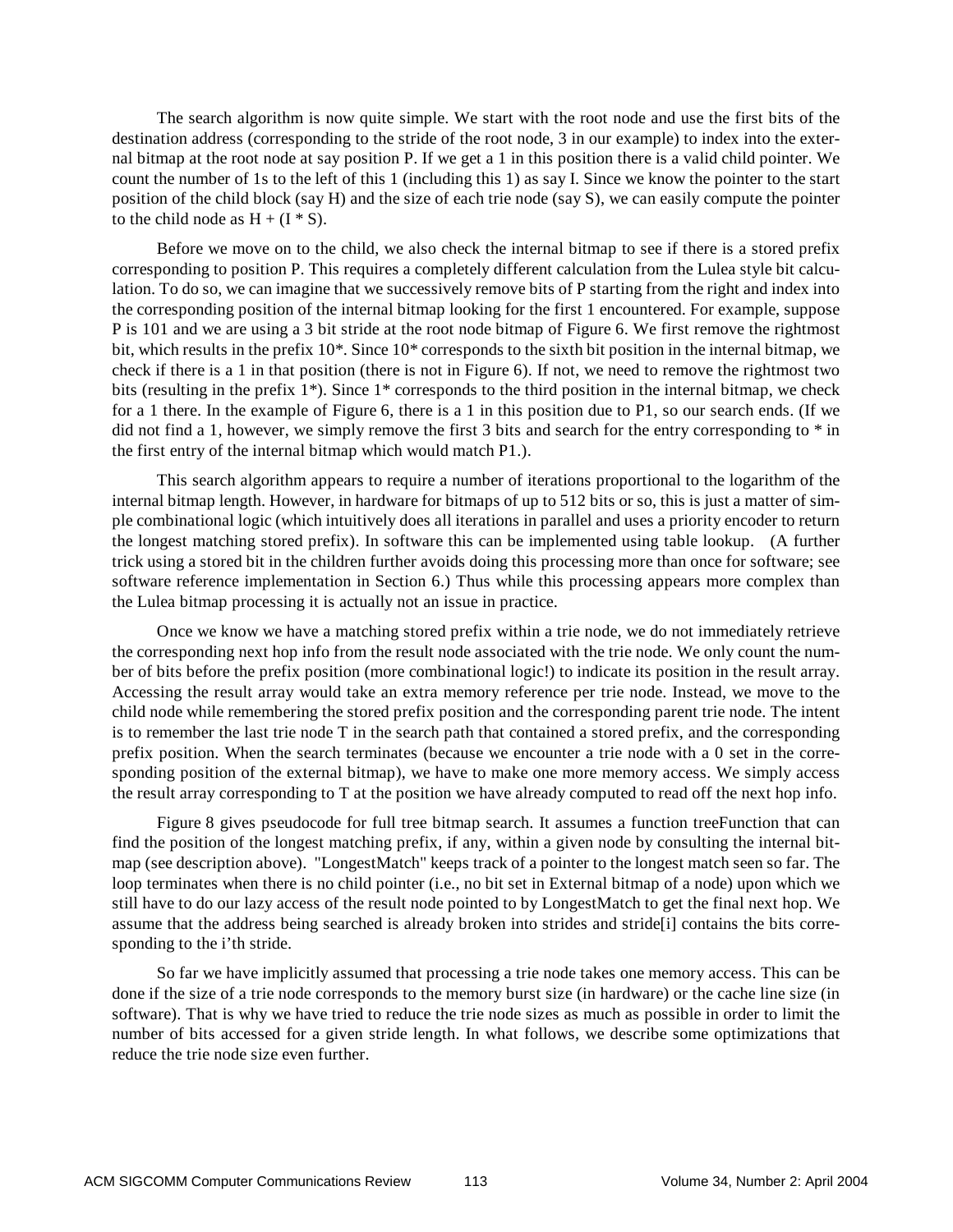The search algorithm is now quite simple. We start with the root node and use the first bits of the destination address (corresponding to the stride of the root node, 3 in our example) to index into the external bitmap at the root node at say position P. If we get a 1 in this position there is a valid child pointer. We count the number of 1s to the left of this 1 (including this 1) as say I. Since we know the pointer to the start position of the child block (say H) and the size of each trie node (say S), we can easily compute the pointer to the child node as $H + (I * S)$.

Before we move on to the child, we also check the internal bitmap to see if there is a stored prefix corresponding to position P. This requires a completely different calculation from the Lulea style bit calculation. To do so, we can imagine that we successively remove bits of P starting from the right and index into the corresponding position of the internal bitmap looking for the first 1 encountered. For example, suppose P is 101 and we are using a 3 bit stride at the root node bitmap of Figure 6. We first remove the rightmost bit, which results in the prefix 10*. Since 10* corresponds to the sixth bit position in the internal bitmap, we check if there is a 1 in that position (there is not in Figure 6). If not, we need to remove the rightmost two bits (resulting in the prefix 1*). Since 1* corresponds to the third position in the internal bitmap, we check for a 1 there. In the example of Figure 6, there is a 1 in this position due to P1, so our search ends. (If we did not find a 1, however, we simply remove the first 3 bits and search for the entry corresponding to * in the first entry of the internal bitmap which would match P1.).

This search algorithm appears to require a number of iterations proportional to the logarithm of the internal bitmap length. However, in hardware for bitmaps of up to 512 bits or so, this is just a matter of simple combinational logic (which intuitively does all iterations in parallel and uses a priority encoder to return the longest matching stored prefix). In software this can be implemented using table lookup. (A further trick using a stored bit in the children further avoids doing this processing more than once for software; see software reference implementation in Section 6.) Thus while this processing appears more complex than the Lulea bitmap processing it is actually not an issue in practice.

Once we know we have a matching stored prefix within a trie node, we do not immediately retrieve the corresponding next hop info from the result node associated with the trie node. We only count the number of bits before the prefix position (more combinational logic!) to indicate its position in the result array. Accessing the result array would take an extra memory reference per trie node. Instead, we move to the child node while remembering the stored prefix position and the corresponding parent trie node. The intent is to remember the last trie node T in the search path that contained a stored prefix, and the corresponding prefix position. When the search terminates (because we encounter a trie node with a 0 set in the corresponding position of the external bitmap), we have to make one more memory access. We simply access the result array corresponding to T at the position we have already computed to read off the next hop info.

Figure 8 gives pseudocode for full tree bitmap search. It assumes a function treeFunction that can find the position of the longest matching prefix, if any, within a given node by consulting the internal bitmap (see description above). "LongestMatch" keeps track of a pointer to the longest match seen so far. The loop terminates when there is no child pointer (i.e., no bit set in External bitmap of a node) upon which we still have to do our lazy access of the result node pointed to by LongestMatch to get the final next hop. We assume that the address being searched is already broken into strides and stride[i] contains the bits corresponding to the i'th stride.

So far we have implicitly assumed that processing a trie node takes one memory access. This can be done if the size of a trie node corresponds to the memory burst size (in hardware) or the cache line size (in software). That is why we have tried to reduce the trie node sizes as much as possible in order to limit the number of bits accessed for a given stride length. In what follows, we describe some optimizations that reduce the trie node size even further.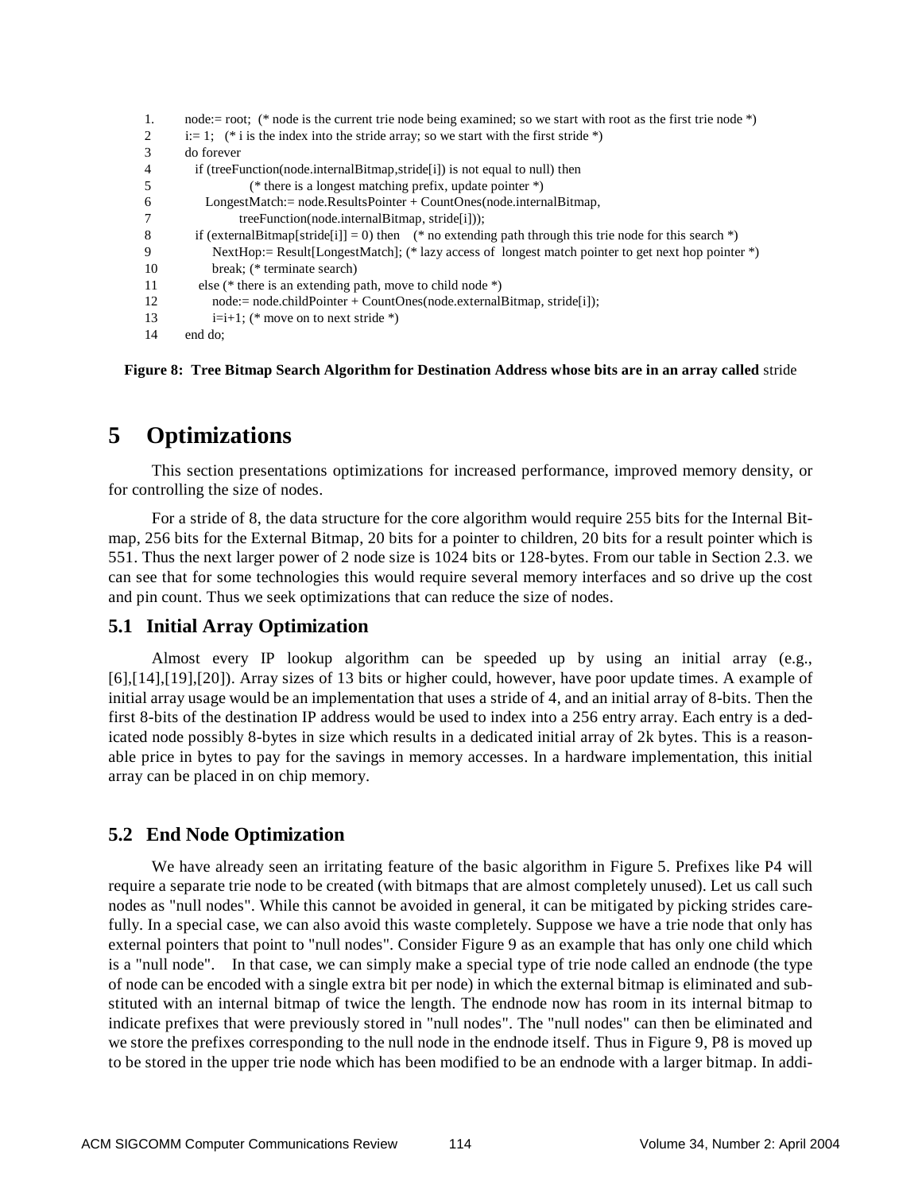```
1.     node:= root;  (* node is the current trie node being examined; so we start with root as the first trie node *)
2      i:= 1;   (* i is the index into the stride array; so we start with the first stride *)
3      do forever
4         if (treeFunction(node.internalBitmap,stride[i]) is not equal to null) then
5                 (* there is a longest matching prefix, update pointer *)
6            LongestMatch:= node.ResultsPointer + CountOnes(node.internalBitmap,
7                 treeFunction(node.internalBitmap, stride[i]));
8         if (externalBitmap[stride[i]] = 0) then    (* no extending path through this trie node for this search *)
9             NextHop:= Result[LongestMatch]; (* lazy access of  longest match pointer to get next hop pointer *)
10            break; (* terminate search)
11        else (* there is an extending path, move to child node *)
12            node:= node.childPointer + CountOnes(node.externalBitmap, stride[i]);
13            i=i+1; (* move on to next stride *)
14     end do;
```

**Figure 8: Tree Bitmap Search Algorithm for Destination Address whose bits are in an array called** stride

# 5 Optimizations

This section presentations optimizations for increased performance, improved memory density, or for controlling the size of nodes.

For a stride of 8, the data structure for the core algorithm would require 255 bits for the Internal Bitmap, 256 bits for the External Bitmap, 20 bits for a pointer to children, 20 bits for a result pointer which is 551. Thus the next larger power of 2 node size is 1024 bits or 128-bytes. From our table in Section 2.3. we can see that for some technologies this would require several memory interfaces and so drive up the cost and pin count. Thus we seek optimizations that can reduce the size of nodes.

## 5.1 Initial Array Optimization

Almost every IP lookup algorithm can be speeded up by using an initial array (e.g., [6],[14],[19],[20]). Array sizes of 13 bits or higher could, however, have poor update times. A example of initial array usage would be an implementation that uses a stride of 4, and an initial array of 8-bits. Then the first 8-bits of the destination IP address would be used to index into a 256 entry array. Each entry is a dedicated node possibly 8-bytes in size which results in a dedicated initial array of 2k bytes. This is a reasonable price in bytes to pay for the savings in memory accesses. In a hardware implementation, this initial array can be placed in on chip memory.

## 5.2 End Node Optimization

We have already seen an irritating feature of the basic algorithm in Figure 5. Prefixes like P4 will require a separate trie node to be created (with bitmaps that are almost completely unused). Let us call such nodes as "null nodes". While this cannot be avoided in general, it can be mitigated by picking strides carefully. In a special case, we can also avoid this waste completely. Suppose we have a trie node that only has external pointers that point to "null nodes". Consider Figure 9 as an example that has only one child which is a "null node". In that case, we can simply make a special type of trie node called an endnode (the type of node can be encoded with a single extra bit per node) in which the external bitmap is eliminated and substituted with an internal bitmap of twice the length. The endnode now has room in its internal bitmap to indicate prefixes that were previously stored in "null nodes". The "null nodes" can then be eliminated and we store the prefixes corresponding to the null node in the endnode itself. Thus in Figure 9, P8 is moved up to be stored in the upper trie node which has been modified to be an endnode with a larger bitmap. In addi-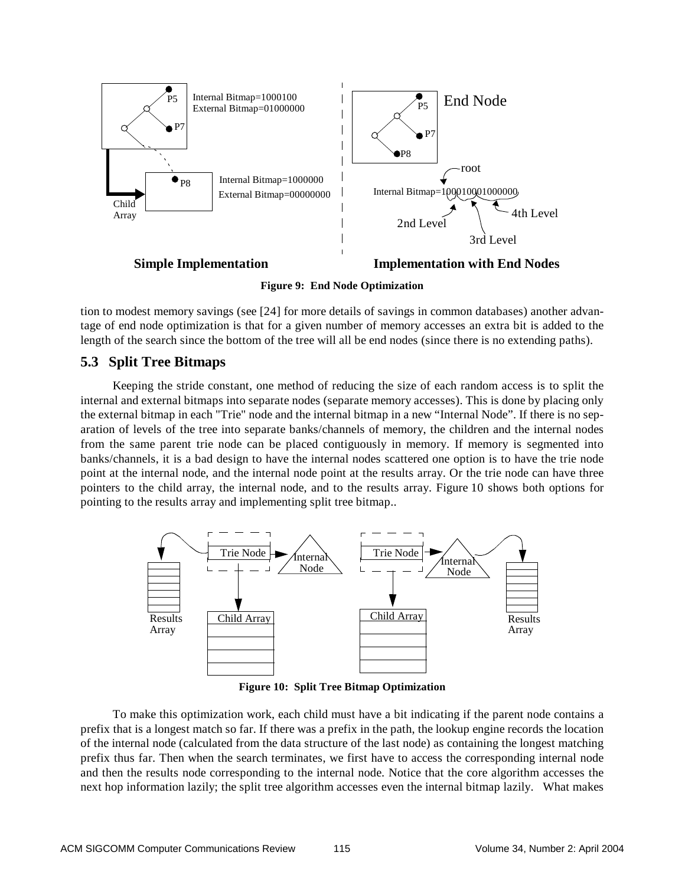**Figure 9: End Node Optimization**

tion to modest memory savings (see [24] for more details of savings in common databases) another advantage of end node optimization is that for a given number of memory accesses an extra bit is added to the length of the search since the bottom of the tree will all be end nodes (since there is no extending paths).

## 5.3 Split Tree Bitmaps

Keeping the stride constant, one method of reducing the size of each random access is to split the internal and external bitmaps into separate nodes (separate memory accesses). This is done by placing only the external bitmap in each "Trie" node and the internal bitmap in a new "Internal Node". If there is no separation of levels of the tree into separate banks/channels of memory, the children and the internal nodes from the same parent trie node can be placed contiguously in memory. If memory is segmented into banks/channels, it is a bad design to have the internal nodes scattered one option is to have the trie node point at the internal node, and the internal node point at the results array. Or the trie node can have three pointers to the child array, the internal node, and to the results array. Figure 10 shows both options for pointing to the results array and implementing split tree bitmap..

**Figure 10: Split Tree Bitmap Optimization**

To make this optimization work, each child must have a bit indicating if the parent node contains a prefix that is a longest match so far. If there was a prefix in the path, the lookup engine records the location of the internal node (calculated from the data structure of the last node) as containing the longest matching prefix thus far. Then when the search terminates, we first have to access the corresponding internal node and then the results node corresponding to the internal node. Notice that the core algorithm accesses the next hop information lazily; the split tree algorithm accesses even the internal bitmap lazily. What makes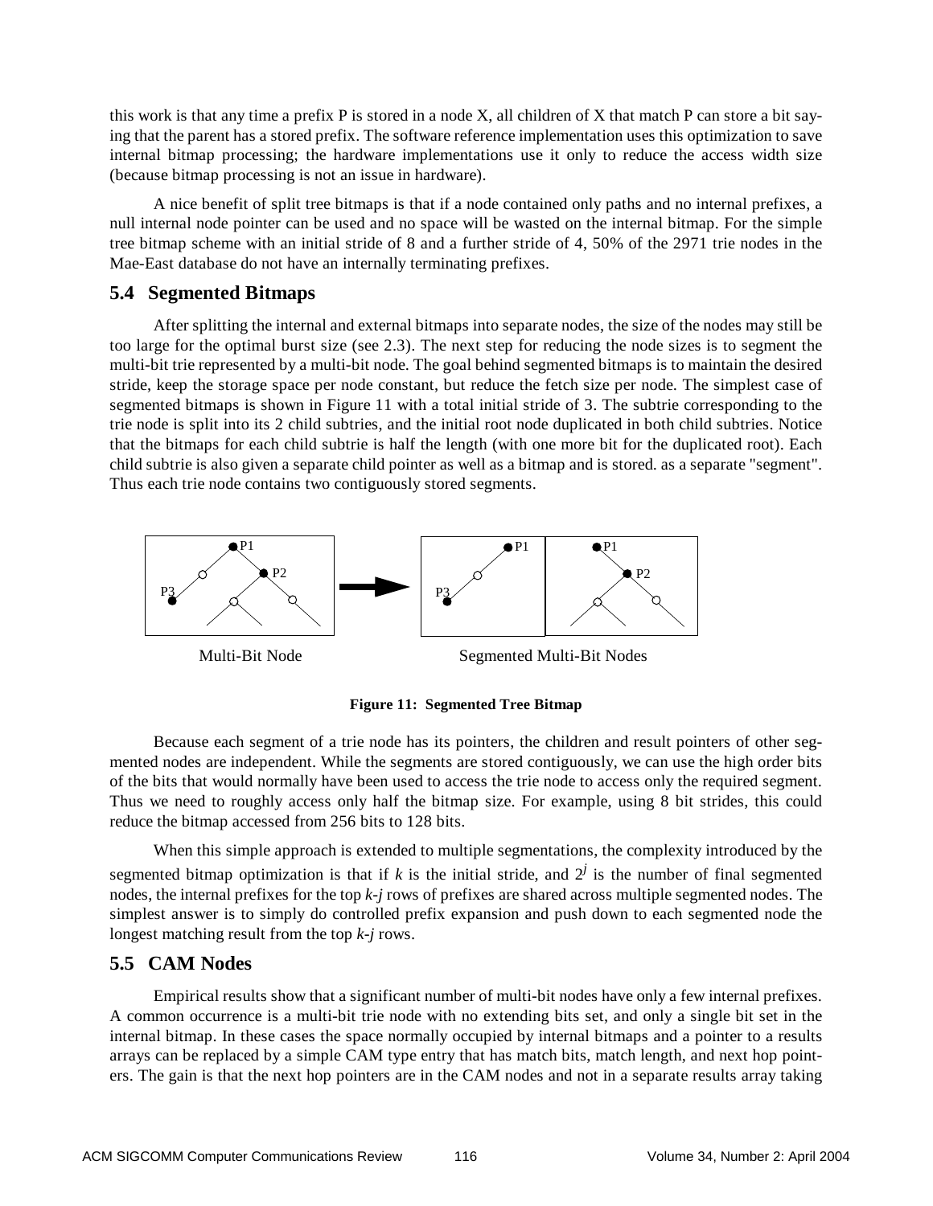this work is that any time a prefix P is stored in a node X, all children of X that match P can store a bit saying that the parent has a stored prefix. The software reference implementation uses this optimization to save internal bitmap processing; the hardware implementations use it only to reduce the access width size (because bitmap processing is not an issue in hardware).

A nice benefit of split tree bitmaps is that if a node contained only paths and no internal prefixes, a null internal node pointer can be used and no space will be wasted on the internal bitmap. For the simple tree bitmap scheme with an initial stride of 8 and a further stride of 4, 50% of the 2971 trie nodes in the Mae-East database do not have an internally terminating prefixes.

## 5.4 Segmented Bitmaps

After splitting the internal and external bitmaps into separate nodes, the size of the nodes may still be too large for the optimal burst size (see 2.3). The next step for reducing the node sizes is to segment the multi-bit trie represented by a multi-bit node. The goal behind segmented bitmaps is to maintain the desired stride, keep the storage space per node constant, but reduce the fetch size per node. The simplest case of segmented bitmaps is shown in Figure 11 with a total initial stride of 3. The subtrie corresponding to the trie node is split into its 2 child subtries, and the initial root node duplicated in both child subtries. Notice that the bitmaps for each child subtrie is half the length (with one more bit for the duplicated root). Each child subtrie is also given a separate child pointer as well as a bitmap and is stored. as a separate "segment". Thus each trie node contains two contiguously stored segments.

P1
P2
P3
P1
P3
P1
P2

Multi-Bit Node

Segmented Multi-Bit Nodes

**Figure 11: Segmented Tree Bitmap**

Because each segment of a trie node has its pointers, the children and result pointers of other segmented nodes are independent. While the segments are stored contiguously, we can use the high order bits of the bits that would normally have been used to access the trie node to access only the required segment. Thus we need to roughly access only half the bitmap size. For example, using 8 bit strides, this could reduce the bitmap accessed from 256 bits to 128 bits.

When this simple approach is extended to multiple segmentations, the complexity introduced by the segmented bitmap optimization is that if $k$ is the initial stride, and $2^j$ is the number of final segmented nodes, the internal prefixes for the top $k$-$j$ rows of prefixes are shared across multiple segmented nodes. The simplest answer is to simply do controlled prefix expansion and push down to each segmented node the longest matching result from the top $k$-$j$ rows.

## 5.5 CAM Nodes

Empirical results show that a significant number of multi-bit nodes have only a few internal prefixes. A common occurrence is a multi-bit trie node with no extending bits set, and only a single bit set in the internal bitmap. In these cases the space normally occupied by internal bitmaps and a pointer to a results arrays can be replaced by a simple CAM type entry that has match bits, match length, and next hop pointers. The gain is that the next hop pointers are in the CAM nodes and not in a separate results array taking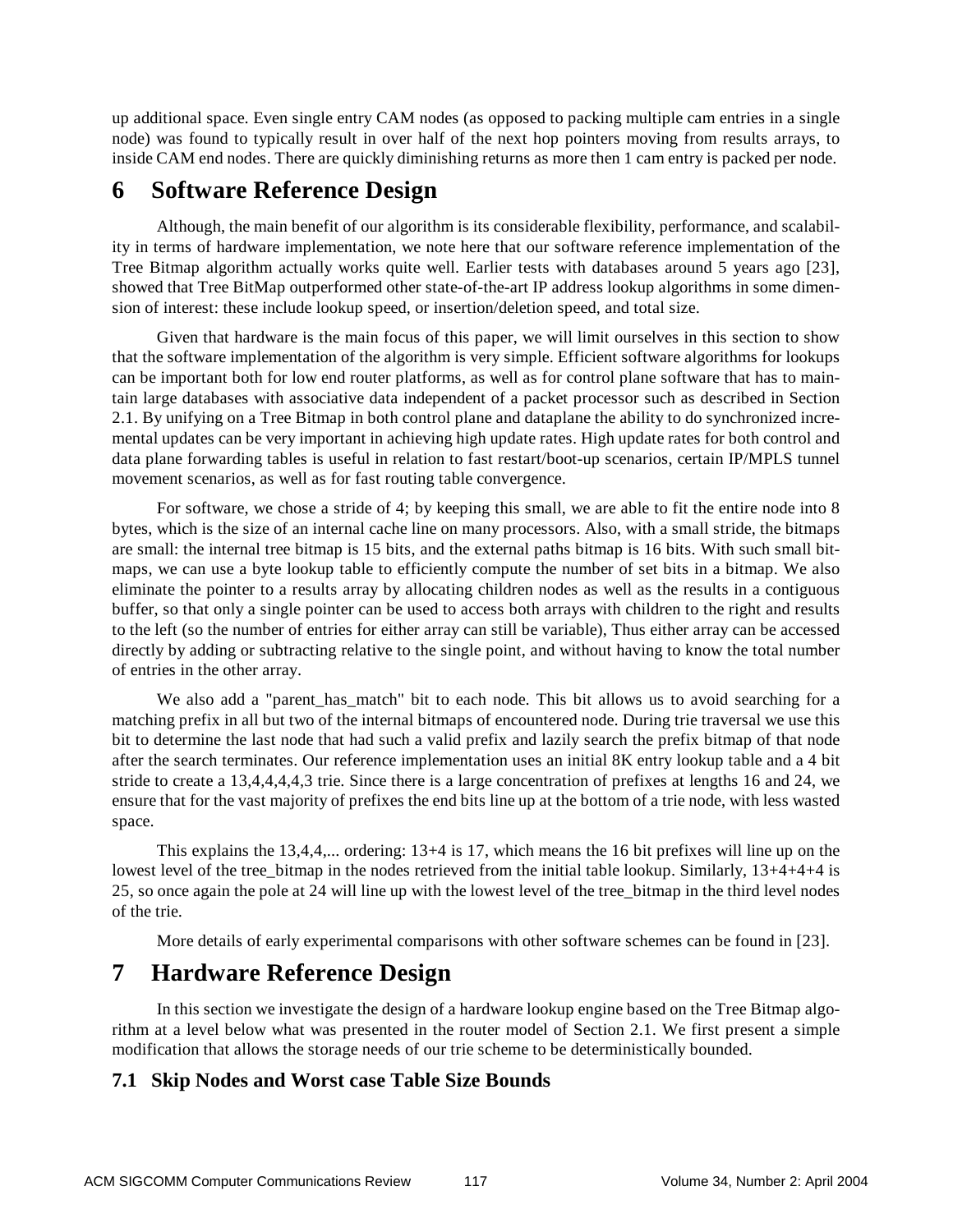up additional space. Even single entry CAM nodes (as opposed to packing multiple cam entries in a single node) was found to typically result in over half of the next hop pointers moving from results arrays, to inside CAM end nodes. There are quickly diminishing returns as more then 1 cam entry is packed per node.

# 6 Software Reference Design

Although, the main benefit of our algorithm is its considerable flexibility, performance, and scalability in terms of hardware implementation, we note here that our software reference implementation of the Tree Bitmap algorithm actually works quite well. Earlier tests with databases around 5 years ago [23], showed that Tree BitMap outperformed other state-of-the-art IP address lookup algorithms in some dimension of interest: these include lookup speed, or insertion/deletion speed, and total size.

Given that hardware is the main focus of this paper, we will limit ourselves in this section to show that the software implementation of the algorithm is very simple. Efficient software algorithms for lookups can be important both for low end router platforms, as well as for control plane software that has to maintain large databases with associative data independent of a packet processor such as described in Section 2.1. By unifying on a Tree Bitmap in both control plane and dataplane the ability to do synchronized incremental updates can be very important in achieving high update rates. High update rates for both control and data plane forwarding tables is useful in relation to fast restart/boot-up scenarios, certain IP/MPLS tunnel movement scenarios, as well as for fast routing table convergence.

For software, we chose a stride of 4; by keeping this small, we are able to fit the entire node into 8 bytes, which is the size of an internal cache line on many processors. Also, with a small stride, the bitmaps are small: the internal tree bitmap is 15 bits, and the external paths bitmap is 16 bits. With such small bitmaps, we can use a byte lookup table to efficiently compute the number of set bits in a bitmap. We also eliminate the pointer to a results array by allocating children nodes as well as the results in a contiguous buffer, so that only a single pointer can be used to access both arrays with children to the right and results to the left (so the number of entries for either array can still be variable), Thus either array can be accessed directly by adding or subtracting relative to the single point, and without having to know the total number of entries in the other array.

We also add a "parent_has_match" bit to each node. This bit allows us to avoid searching for a matching prefix in all but two of the internal bitmaps of encountered node. During trie traversal we use this bit to determine the last node that had such a valid prefix and lazily search the prefix bitmap of that node after the search terminates. Our reference implementation uses an initial 8K entry lookup table and a 4 bit stride to create a 13,4,4,4,4,3 trie. Since there is a large concentration of prefixes at lengths 16 and 24, we ensure that for the vast majority of prefixes the end bits line up at the bottom of a trie node, with less wasted space.

This explains the 13,4,4,... ordering: 13+4 is 17, which means the 16 bit prefixes will line up on the lowest level of the tree_bitmap in the nodes retrieved from the initial table lookup. Similarly, 13+4+4+4 is 25, so once again the pole at 24 will line up with the lowest level of the tree_bitmap in the third level nodes of the trie.

More details of early experimental comparisons with other software schemes can be found in [23].

# 7 Hardware Reference Design

In this section we investigate the design of a hardware lookup engine based on the Tree Bitmap algorithm at a level below what was presented in the router model of Section 2.1. We first present a simple modification that allows the storage needs of our trie scheme to be deterministically bounded.

## 7.1 Skip Nodes and Worst case Table Size Bounds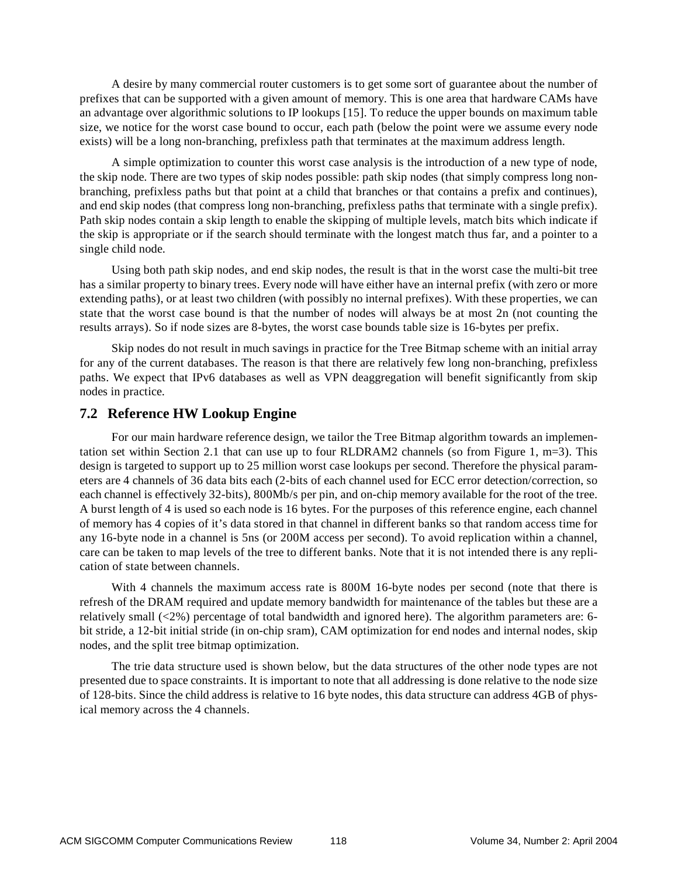A desire by many commercial router customers is to get some sort of guarantee about the number of prefixes that can be supported with a given amount of memory. This is one area that hardware CAMs have an advantage over algorithmic solutions to IP lookups [15]. To reduce the upper bounds on maximum table size, we notice for the worst case bound to occur, each path (below the point were we assume every node exists) will be a long non-branching, prefixless path that terminates at the maximum address length.

A simple optimization to counter this worst case analysis is the introduction of a new type of node, the skip node. There are two types of skip nodes possible: path skip nodes (that simply compress long non-branching, prefixless paths but that point at a child that branches or that contains a prefix and continues), and end skip nodes (that compress long non-branching, prefixless paths that terminate with a single prefix). Path skip nodes contain a skip length to enable the skipping of multiple levels, match bits which indicate if the skip is appropriate or if the search should terminate with the longest match thus far, and a pointer to a single child node.

Using both path skip nodes, and end skip nodes, the result is that in the worst case the multi-bit tree has a similar property to binary trees. Every node will have either have an internal prefix (with zero or more extending paths), or at least two children (with possibly no internal prefixes). With these properties, we can state that the worst case bound is that the number of nodes will always be at most 2n (not counting the results arrays). So if node sizes are 8-bytes, the worst case bounds table size is 16-bytes per prefix.

Skip nodes do not result in much savings in practice for the Tree Bitmap scheme with an initial array for any of the current databases. The reason is that there are relatively few long non-branching, prefixless paths. We expect that IPv6 databases as well as VPN deaggregation will benefit significantly from skip nodes in practice.

## 7.2 Reference HW Lookup Engine

For our main hardware reference design, we tailor the Tree Bitmap algorithm towards an implementation set within Section 2.1 that can use up to four RLDRAM2 channels (so from Figure 1, m=3). This design is targeted to support up to 25 million worst case lookups per second. Therefore the physical parameters are 4 channels of 36 data bits each (2-bits of each channel used for ECC error detection/correction, so each channel is effectively 32-bits), 800Mb/s per pin, and on-chip memory available for the root of the tree. A burst length of 4 is used so each node is 16 bytes. For the purposes of this reference engine, each channel of memory has 4 copies of it's data stored in that channel in different banks so that random access time for any 16-byte node in a channel is 5ns (or 200M access per second). To avoid replication within a channel, care can be taken to map levels of the tree to different banks. Note that it is not intended there is any replication of state between channels.

With 4 channels the maximum access rate is 800M 16-byte nodes per second (note that there is refresh of the DRAM required and update memory bandwidth for maintenance of the tables but these are a relatively small (<2%) percentage of total bandwidth and ignored here). The algorithm parameters are: 6-bit stride, a 12-bit initial stride (in on-chip sram), CAM optimization for end nodes and internal nodes, skip nodes, and the split tree bitmap optimization.

The trie data structure used is shown below, but the data structures of the other node types are not presented due to space constraints. It is important to note that all addressing is done relative to the node size of 128-bits. Since the child address is relative to 16 byte nodes, this data structure can address 4GB of physical memory across the 4 channels.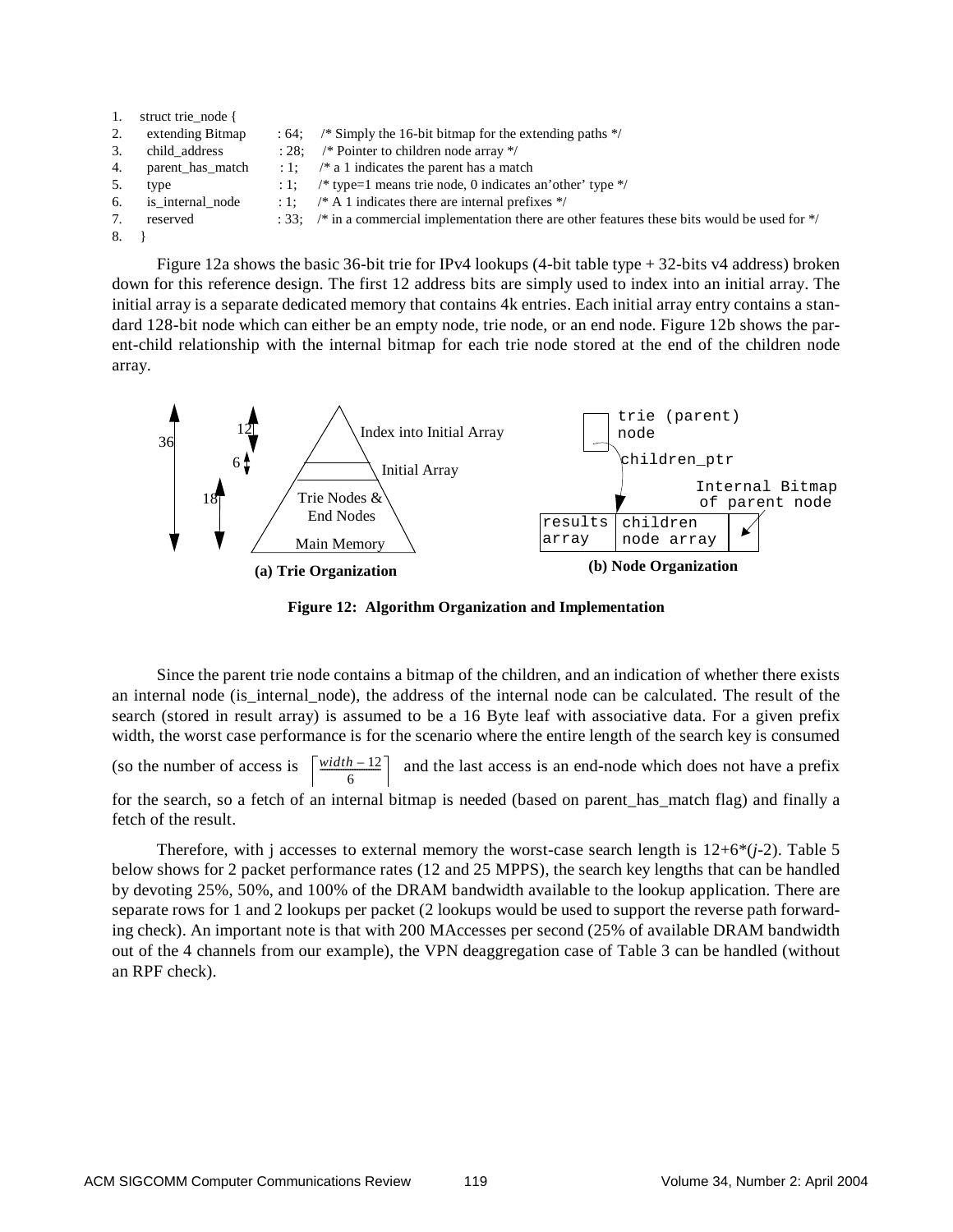```
1.  struct trie_node {
2.    extending Bitmap      : 64;   /* Simply the 16-bit bitmap for the extending paths */
3.    child_address         : 28;   /* Pointer to children node array */
4.    parent_has_match      : 1;    /* a 1 indicates the parent has a match
5.    type                  : 1;    /* type=1 means trie node, 0 indicates an'other' type */
6.    is_internal_node      : 1;    /* A 1 indicates there are internal prefixes */
7.    reserved              : 33;   /* in a commercial implementation there are other features these bits would be used for */
8.  }
```

Figure 12a shows the basic 36-bit trie for IPv4 lookups (4-bit table type + 32-bits v4 address) broken down for this reference design. The first 12 address bits are simply used to index into an initial array. The initial array is a separate dedicated memory that contains 4k entries. Each initial array entry contains a standard 128-bit node which can either be an empty node, trie node, or an end node. Figure 12b shows the parent-child relationship with the internal bitmap for each trie node stored at the end of the children node array.

**(a) Trie Organization** — 36; 12: Index into Initial Array; 6: Initial Array; 18: Trie Nodes & End Nodes, Main Memory

**(b) Node Organization** — trie (parent) node; children_ptr; results array | children node array | Internal Bitmap of parent node

**Figure 12: Algorithm Organization and Implementation**

Since the parent trie node contains a bitmap of the children, and an indication of whether there exists an internal node (is_internal_node), the address of the internal node can be calculated. The result of the search (stored in result array) is assumed to be a 16 Byte leaf with associative data. For a given prefix width, the worst case performance is for the scenario where the entire length of the search key is consumed (so the number of access is $\left\lceil \frac{width - 12}{6} \right\rceil$ and the last access is an end-node which does not have a prefix for the search, so a fetch of an internal bitmap is needed (based on parent_has_match flag) and finally a fetch of the result.

Therefore, with j accesses to external memory the worst-case search length is $12+6*(j-2)$. Table 5 below shows for 2 packet performance rates (12 and 25 MPPS), the search key lengths that can be handled by devoting 25%, 50%, and 100% of the DRAM bandwidth available to the lookup application. There are separate rows for 1 and 2 lookups per packet (2 lookups would be used to support the reverse path forwarding check). An important note is that with 200 MAccesses per second (25% of available DRAM bandwidth out of the 4 channels from our example), the VPN deaggregation case of Table 3 can be handled (without an RPF check).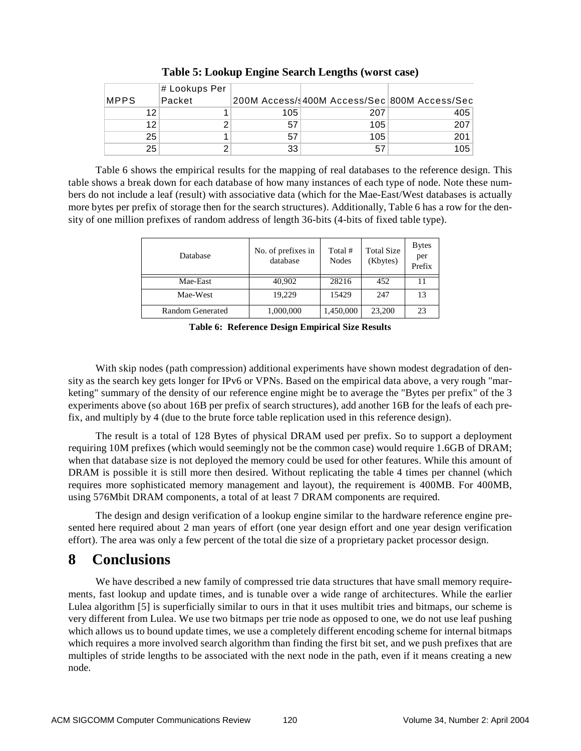**Table 5: Lookup Engine Search Lengths (worst case)**

| MPPS | # Lookups Per Packet | 200M Access/s | 400M Access/Sec | 800M Access/Sec |
|---|---|---|---|---|
| 12 | 1 | 105 | 207 | 405 |
| 12 | 2 | 57 | 105 | 207 |
| 25 | 1 | 57 | 105 | 201 |
| 25 | 2 | 33 | 57 | 105 |

Table 6 shows the empirical results for the mapping of real databases to the reference design. This table shows a break down for each database of how many instances of each type of node. Note these numbers do not include a leaf (result) with associative data (which for the Mae-East/West databases is actually more bytes per prefix of storage then for the search structures). Additionally, Table 6 has a row for the density of one million prefixes of random address of length 36-bits (4-bits of fixed table type).

| Database | No. of prefixes in database | Total # Nodes | Total Size (Kbytes) | Bytes per Prefix |
|---|---|---|---|---|
| Mae-East | 40,902 | 28216 | 452 | 11 |
| Mae-West | 19,229 | 15429 | 247 | 13 |
| Random Generated | 1,000,000 | 1,450,000 | 23,200 | 23 |

**Table 6: Reference Design Empirical Size Results**

With skip nodes (path compression) additional experiments have shown modest degradation of density as the search key gets longer for IPv6 or VPNs. Based on the empirical data above, a very rough "marketing" summary of the density of our reference engine might be to average the "Bytes per prefix" of the 3 experiments above (so about 16B per prefix of search structures), add another 16B for the leafs of each prefix, and multiply by 4 (due to the brute force table replication used in this reference design).

The result is a total of 128 Bytes of physical DRAM used per prefix. So to support a deployment requiring 10M prefixes (which would seemingly not be the common case) would require 1.6GB of DRAM; when that database size is not deployed the memory could be used for other features. While this amount of DRAM is possible it is still more then desired. Without replicating the table 4 times per channel (which requires more sophisticated memory management and layout), the requirement is 400MB. For 400MB, using 576Mbit DRAM components, a total of at least 7 DRAM components are required.

The design and design verification of a lookup engine similar to the hardware reference engine presented here required about 2 man years of effort (one year design effort and one year design verification effort). The area was only a few percent of the total die size of a proprietary packet processor design.

# 8 Conclusions

We have described a new family of compressed trie data structures that have small memory requirements, fast lookup and update times, and is tunable over a wide range of architectures. While the earlier Lulea algorithm [5] is superficially similar to ours in that it uses multibit tries and bitmaps, our scheme is very different from Lulea. We use two bitmaps per trie node as opposed to one, we do not use leaf pushing which allows us to bound update times, we use a completely different encoding scheme for internal bitmaps which requires a more involved search algorithm than finding the first bit set, and we push prefixes that are multiples of stride lengths to be associated with the next node in the path, even if it means creating a new node.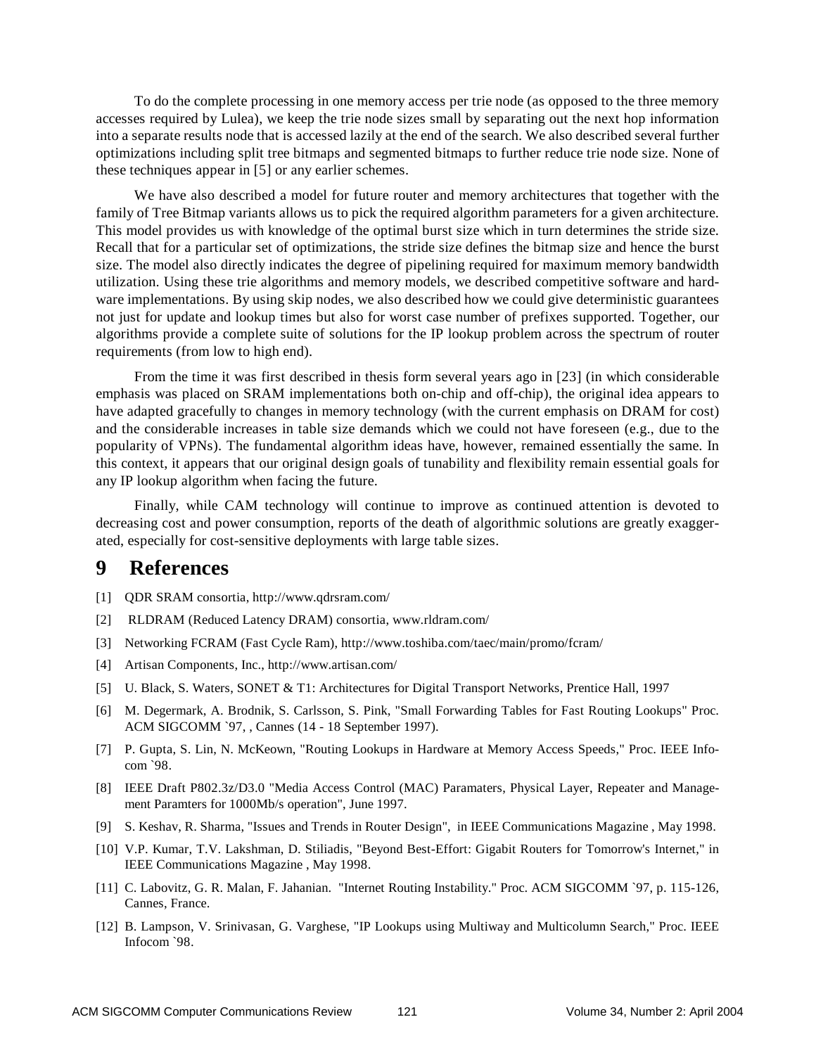To do the complete processing in one memory access per trie node (as opposed to the three memory accesses required by Lulea), we keep the trie node sizes small by separating out the next hop information into a separate results node that is accessed lazily at the end of the search. We also described several further optimizations including split tree bitmaps and segmented bitmaps to further reduce trie node size. None of these techniques appear in [5] or any earlier schemes.

We have also described a model for future router and memory architectures that together with the family of Tree Bitmap variants allows us to pick the required algorithm parameters for a given architecture. This model provides us with knowledge of the optimal burst size which in turn determines the stride size. Recall that for a particular set of optimizations, the stride size defines the bitmap size and hence the burst size. The model also directly indicates the degree of pipelining required for maximum memory bandwidth utilization. Using these trie algorithms and memory models, we described competitive software and hardware implementations. By using skip nodes, we also described how we could give deterministic guarantees not just for update and lookup times but also for worst case number of prefixes supported. Together, our algorithms provide a complete suite of solutions for the IP lookup problem across the spectrum of router requirements (from low to high end).

From the time it was first described in thesis form several years ago in [23] (in which considerable emphasis was placed on SRAM implementations both on-chip and off-chip), the original idea appears to have adapted gracefully to changes in memory technology (with the current emphasis on DRAM for cost) and the considerable increases in table size demands which we could not have foreseen (e.g., due to the popularity of VPNs). The fundamental algorithm ideas have, however, remained essentially the same. In this context, it appears that our original design goals of tunability and flexibility remain essential goals for any IP lookup algorithm when facing the future.

Finally, while CAM technology will continue to improve as continued attention is devoted to decreasing cost and power consumption, reports of the death of algorithmic solutions are greatly exaggerated, especially for cost-sensitive deployments with large table sizes.

# 9 References

[1] QDR SRAM consortia, http://www.qdrsram.com/

[2] RLDRAM (Reduced Latency DRAM) consortia, www.rldram.com/

[3] Networking FCRAM (Fast Cycle Ram), http://www.toshiba.com/taec/main/promo/fcram/

[4] Artisan Components, Inc., http://www.artisan.com/

[5] U. Black, S. Waters, SONET & T1: Architectures for Digital Transport Networks, Prentice Hall, 1997

[6] M. Degermark, A. Brodnik, S. Carlsson, S. Pink, "Small Forwarding Tables for Fast Routing Lookups" Proc. ACM SIGCOMM `97, , Cannes (14 - 18 September 1997).

[7] P. Gupta, S. Lin, N. McKeown, "Routing Lookups in Hardware at Memory Access Speeds," Proc. IEEE Infocom `98.

[8] IEEE Draft P802.3z/D3.0 "Media Access Control (MAC) Paramaters, Physical Layer, Repeater and Management Paramters for 1000Mb/s operation", June 1997.

[9] S. Keshav, R. Sharma, "Issues and Trends in Router Design", in IEEE Communications Magazine , May 1998.

[10] V.P. Kumar, T.V. Lakshman, D. Stiliadis, "Beyond Best-Effort: Gigabit Routers for Tomorrow's Internet," in IEEE Communications Magazine , May 1998.

[11] C. Labovitz, G. R. Malan, F. Jahanian. "Internet Routing Instability." Proc. ACM SIGCOMM `97, p. 115-126, Cannes, France.

[12] B. Lampson, V. Srinivasan, G. Varghese, "IP Lookups using Multiway and Multicolumn Search," Proc. IEEE Infocom `98.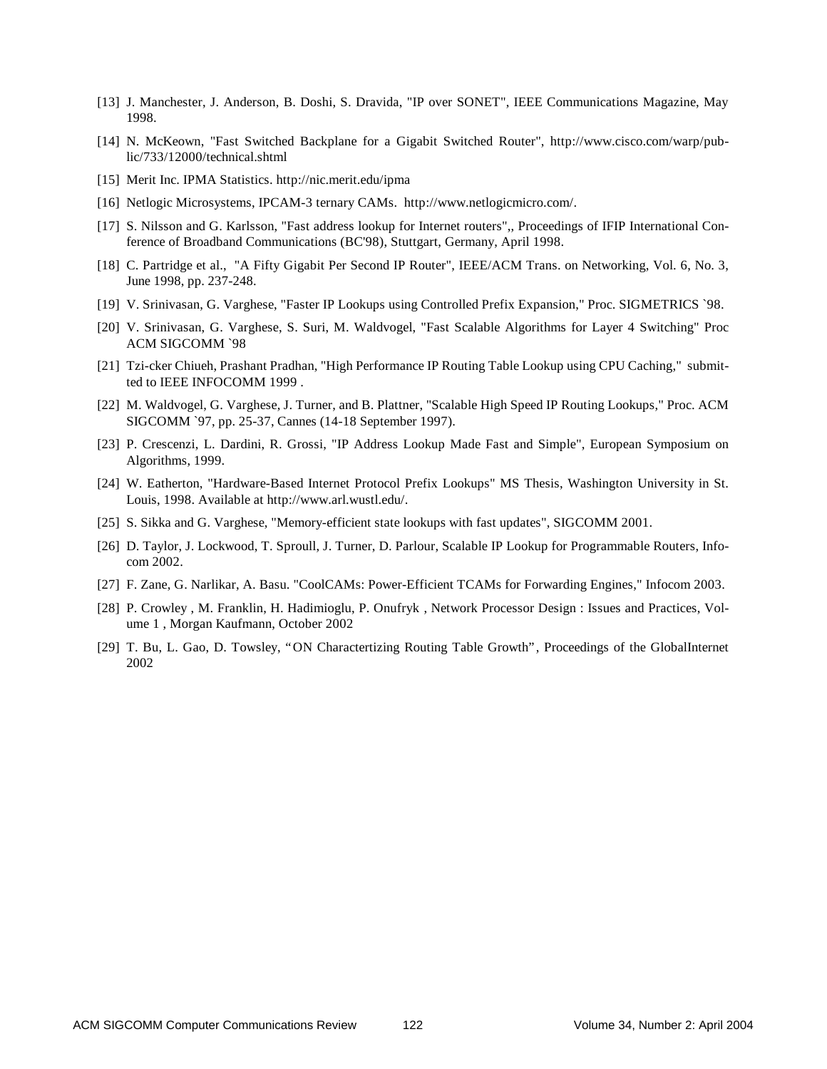[13] J. Manchester, J. Anderson, B. Doshi, S. Dravida, "IP over SONET", IEEE Communications Magazine, May 1998.

[14] N. McKeown, "Fast Switched Backplane for a Gigabit Switched Router", http://www.cisco.com/warp/public/733/12000/technical.shtml

[15] Merit Inc. IPMA Statistics. http://nic.merit.edu/ipma

[16] Netlogic Microsystems, IPCAM-3 ternary CAMs. http://www.netlogicmicro.com/.

[17] S. Nilsson and G. Karlsson, "Fast address lookup for Internet routers",, Proceedings of IFIP International Conference of Broadband Communications (BC'98), Stuttgart, Germany, April 1998.

[18] C. Partridge et al., "A Fifty Gigabit Per Second IP Router", IEEE/ACM Trans. on Networking, Vol. 6, No. 3, June 1998, pp. 237-248.

[19] V. Srinivasan, G. Varghese, "Faster IP Lookups using Controlled Prefix Expansion," Proc. SIGMETRICS `98.

[20] V. Srinivasan, G. Varghese, S. Suri, M. Waldvogel, "Fast Scalable Algorithms for Layer 4 Switching" Proc ACM SIGCOMM `98

[21] Tzi-cker Chiueh, Prashant Pradhan, "High Performance IP Routing Table Lookup using CPU Caching," submitted to IEEE INFOCOMM 1999 .

[22] M. Waldvogel, G. Varghese, J. Turner, and B. Plattner, "Scalable High Speed IP Routing Lookups," Proc. ACM SIGCOMM `97, pp. 25-37, Cannes (14-18 September 1997).

[23] P. Crescenzi, L. Dardini, R. Grossi, "IP Address Lookup Made Fast and Simple", European Symposium on Algorithms, 1999.

[24] W. Eatherton, "Hardware-Based Internet Protocol Prefix Lookups" MS Thesis, Washington University in St. Louis, 1998. Available at http://www.arl.wustl.edu/.

[25] S. Sikka and G. Varghese, "Memory-efficient state lookups with fast updates", SIGCOMM 2001.

[26] D. Taylor, J. Lockwood, T. Sproull, J. Turner, D. Parlour, Scalable IP Lookup for Programmable Routers, Infocom 2002.

[27] F. Zane, G. Narlikar, A. Basu. "CoolCAMs: Power-Efficient TCAMs for Forwarding Engines," Infocom 2003.

[28] P. Crowley , M. Franklin, H. Hadimioglu, P. Onufryk , Network Processor Design : Issues and Practices, Volume 1 , Morgan Kaufmann, October 2002

[29] T. Bu, L. Gao, D. Towsley, "ON Charactertizing Routing Table Growth", Proceedings of the GlobalInternet 2002